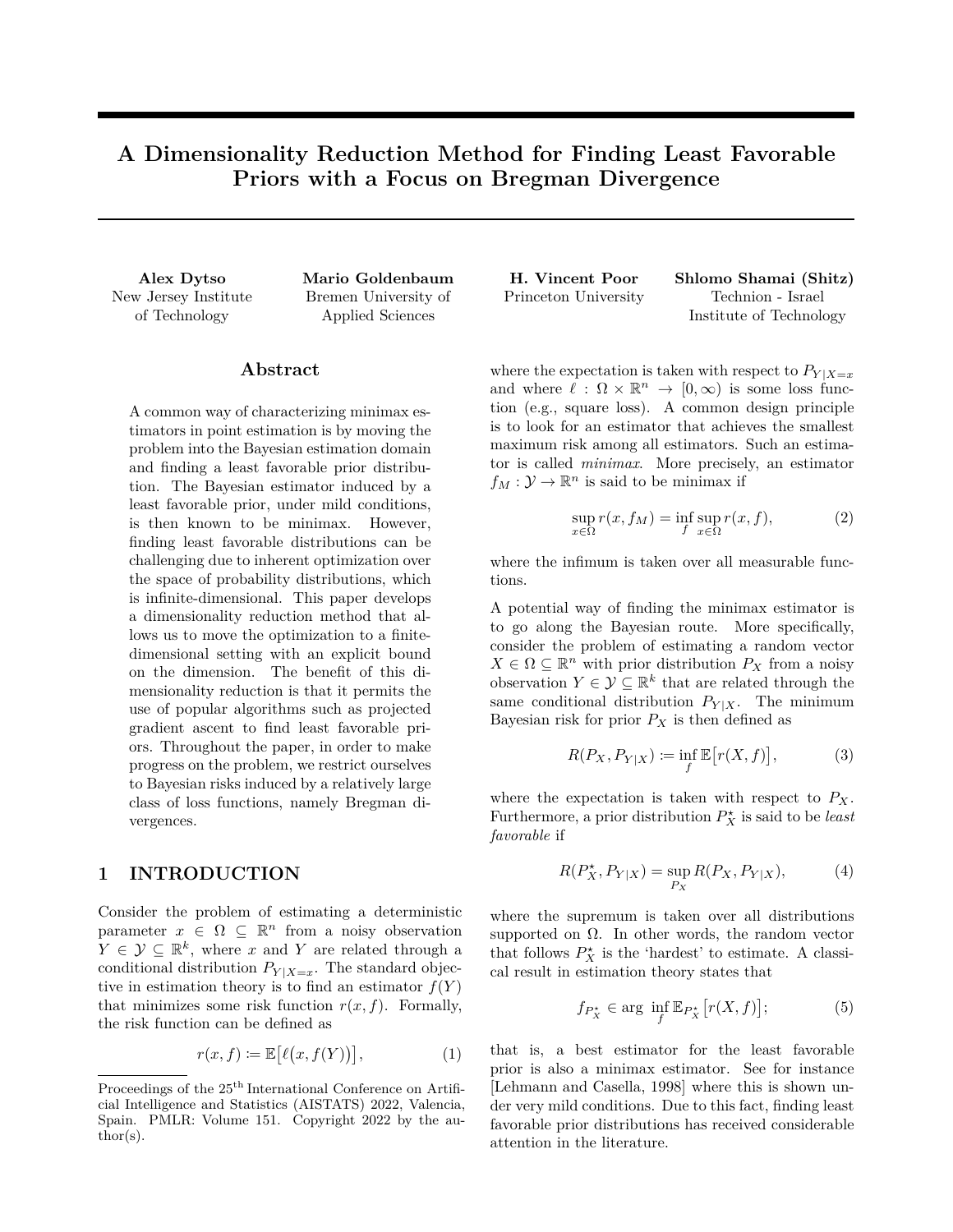# A Dimensionality Reduction Method for Finding Least Favorable Priors with a Focus on Bregman Divergence

**Alex Dytso**
New Jersey Institute of Technology

**Mario Goldenbaum**
Bremen University of Applied Sciences

**H. Vincent Poor**
Princeton University

**Shlomo Shamai (Shitz)**
Technion - Israel Institute of Technology

## Abstract

A common way of characterizing minimax estimators in point estimation is by moving the problem into the Bayesian estimation domain and finding a least favorable prior distribution. The Bayesian estimator induced by a least favorable prior, under mild conditions, is then known to be minimax. However, finding least favorable distributions can be challenging due to inherent optimization over the space of probability distributions, which is infinite-dimensional. This paper develops a dimensionality reduction method that allows us to move the optimization to a finite-dimensional setting with an explicit bound on the dimension. The benefit of this dimensionality reduction is that it permits the use of popular algorithms such as projected gradient ascent to find least favorable priors. Throughout the paper, in order to make progress on the problem, we restrict ourselves to Bayesian risks induced by a relatively large class of loss functions, namely Bregman divergences.

## 1 INTRODUCTION

Consider the problem of estimating a deterministic parameter $x \in \Omega \subseteq \mathbb{R}^n$ from a noisy observation $Y \in \mathcal{Y} \subseteq \mathbb{R}^k$, where $x$ and $Y$ are related through a conditional distribution $P_{Y|X=x}$. The standard objective in estimation theory is to find an estimator $f(Y)$ that minimizes some risk function $r(x, f)$. Formally, the risk function can be defined as

$$r(x, f) \coloneqq \mathbb{E}\big[\ell\big(x, f(Y)\big)\big], \tag{1}$$

where the expectation is taken with respect to $P_{Y|X=x}$ and where $\ell : \Omega \times \mathbb{R}^n \to [0, \infty)$ is some loss function (e.g., square loss). A common design principle is to look for an estimator that achieves the smallest maximum risk among all estimators. Such an estimator is called *minimax*. More precisely, an estimator $f_M : \mathcal{Y} \to \mathbb{R}^n$ is said to be minimax if

$$\sup_{x \in \Omega} r(x, f_M) = \inf_f \sup_{x \in \Omega} r(x, f), \tag{2}$$

where the infimum is taken over all measurable functions.

A potential way of finding the minimax estimator is to go along the Bayesian route. More specifically, consider the problem of estimating a random vector $X \in \Omega \subseteq \mathbb{R}^n$ with prior distribution $P_X$ from a noisy observation $Y \in \mathcal{Y} \subseteq \mathbb{R}^k$ that are related through the same conditional distribution $P_{Y|X}$. The minimum Bayesian risk for prior $P_X$ is then defined as

$$R(P_X, P_{Y|X}) \coloneqq \inf_f \mathbb{E}\big[r(X, f)\big], \tag{3}$$

where the expectation is taken with respect to $P_X$. Furthermore, a prior distribution $P_X^\star$ is said to be *least favorable* if

$$R(P_X^\star, P_{Y|X}) = \sup_{P_X} R(P_X, P_{Y|X}), \tag{4}$$

where the supremum is taken over all distributions supported on $\Omega$. In other words, the random vector that follows $P_X^\star$ is the 'hardest' to estimate. A classical result in estimation theory states that

$$f_{P_X^\star} \in \arg \inf_f \mathbb{E}_{P_X^\star}\big[r(X, f)\big]; \tag{5}$$

that is, a best estimator for the least favorable prior is also a minimax estimator. See for instance [Lehmann and Casella, 1998] where this is shown under very mild conditions. Due to this fact, finding least favorable prior distributions has received considerable attention in the literature.

Proceedings of the 25[th] International Conference on Artificial Intelligence and Statistics (AISTATS) 2022, Valencia, Spain. PMLR: Volume 151. Copyright 2022 by the author(s).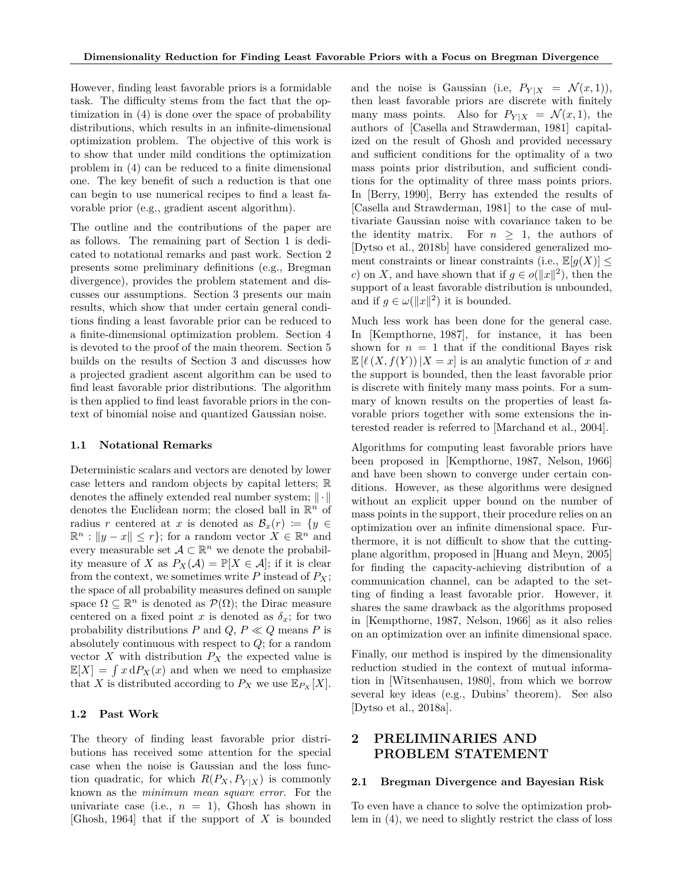However, finding least favorable priors is a formidable task. The difficulty stems from the fact that the optimization in (4) is done over the space of probability distributions, which results in an infinite-dimensional optimization problem. The objective of this work is to show that under mild conditions the optimization problem in (4) can be reduced to a finite dimensional one. The key benefit of such a reduction is that one can begin to use numerical recipes to find a least favorable prior (e.g., gradient ascent algorithm).

The outline and the contributions of the paper are as follows. The remaining part of Section 1 is dedicated to notational remarks and past work. Section 2 presents some preliminary definitions (e.g., Bregman divergence), provides the problem statement and discusses our assumptions. Section 3 presents our main results, which show that under certain general conditions finding a least favorable prior can be reduced to a finite-dimensional optimization problem. Section 4 is devoted to the proof of the main theorem. Section 5 builds on the results of Section 3 and discusses how a projected gradient ascent algorithm can be used to find least favorable prior distributions. The algorithm is then applied to find least favorable priors in the context of binomial noise and quantized Gaussian noise.

### 1.1 Notational Remarks

Deterministic scalars and vectors are denoted by lower case letters and random objects by capital letters; $\mathbb{R}$ denotes the affinely extended real number system; $\|\cdot\|$ denotes the Euclidean norm; the closed ball in $\mathbb{R}^n$ of radius $r$ centered at $x$ is denoted as $\mathcal{B}_x(r) := \{y \in \mathbb{R}^n : \|y - x\| \leq r\}$; for a random vector $X \in \mathbb{R}^n$ and every measurable set $\mathcal{A} \subset \mathbb{R}^n$ we denote the probability measure of $X$ as $P_X(\mathcal{A}) = \mathbb{P}[X \in \mathcal{A}]$; if it is clear from the context, we sometimes write $P$ instead of $P_X$; the space of all probability measures defined on sample space $\Omega \subseteq \mathbb{R}^n$ is denoted as $\mathcal{P}(\Omega)$; the Dirac measure centered on a fixed point $x$ is denoted as $\delta_x$; for two probability distributions $P$ and $Q$, $P \ll Q$ means $P$ is absolutely continuous with respect to $Q$; for a random vector $X$ with distribution $P_X$ the expected value is $\mathbb{E}[X] = \int x \, \mathrm{d}P_X(x)$ and when we need to emphasize that $X$ is distributed according to $P_X$ we use $\mathbb{E}_{P_X}[X]$.

### 1.2 Past Work

The theory of finding least favorable prior distributions has received some attention for the special case when the noise is Gaussian and the loss function quadratic, for which $R(P_X, P_{Y|X})$ is commonly known as the *minimum mean square error*. For the univariate case (i.e., $n = 1$), Ghosh has shown in [Ghosh, 1964] that if the support of $X$ is bounded and the noise is Gaussian (i.e, $P_{Y|X} = \mathcal{N}(x, 1)$), then least favorable priors are discrete with finitely many mass points. Also for $P_{Y|X} = \mathcal{N}(x, 1)$, the authors of [Casella and Strawderman, 1981] capitalized on the result of Ghosh and provided necessary and sufficient conditions for the optimality of a two mass points prior distribution, and sufficient conditions for the optimality of three mass points priors. In [Berry, 1990], Berry has extended the results of [Casella and Strawderman, 1981] to the case of multivariate Gaussian noise with covariance taken to be the identity matrix. For $n \geq 1$, the authors of [Dytso et al., 2018b] have considered generalized moment constraints or linear constraints (i.e., $\mathbb{E}[g(X)] \leq c$) on $X$, and have shown that if $g \in o(\|x\|^2)$, then the support of a least favorable distribution is unbounded, and if $g \in \omega(\|x\|^2)$ it is bounded.

Much less work has been done for the general case. In [Kempthorne, 1987], for instance, it has been shown for $n = 1$ that if the conditional Bayes risk $\mathbb{E}\left[\ell\left(X, f(Y)\right) | X = x\right]$ is an analytic function of $x$ and the support is bounded, then the least favorable prior is discrete with finitely many mass points. For a summary of known results on the properties of least favorable priors together with some extensions the interested reader is referred to [Marchand et al., 2004].

Algorithms for computing least favorable priors have been proposed in [Kempthorne, 1987, Nelson, 1966] and have been shown to converge under certain conditions. However, as these algorithms were designed without an explicit upper bound on the number of mass points in the support, their procedure relies on an optimization over an infinite dimensional space. Furthermore, it is not difficult to show that the cutting-plane algorithm, proposed in [Huang and Meyn, 2005] for finding the capacity-achieving distribution of a communication channel, can be adapted to the setting of finding a least favorable prior. However, it shares the same drawback as the algorithms proposed in [Kempthorne, 1987, Nelson, 1966] as it also relies on an optimization over an infinite dimensional space.

Finally, our method is inspired by the dimensionality reduction studied in the context of mutual information in [Witsenhausen, 1980], from which we borrow several key ideas (e.g., Dubins' theorem). See also [Dytso et al., 2018a].

## 2 PRELIMINARIES AND PROBLEM STATEMENT

### 2.1 Bregman Divergence and Bayesian Risk

To even have a chance to solve the optimization problem in (4), we need to slightly restrict the class of loss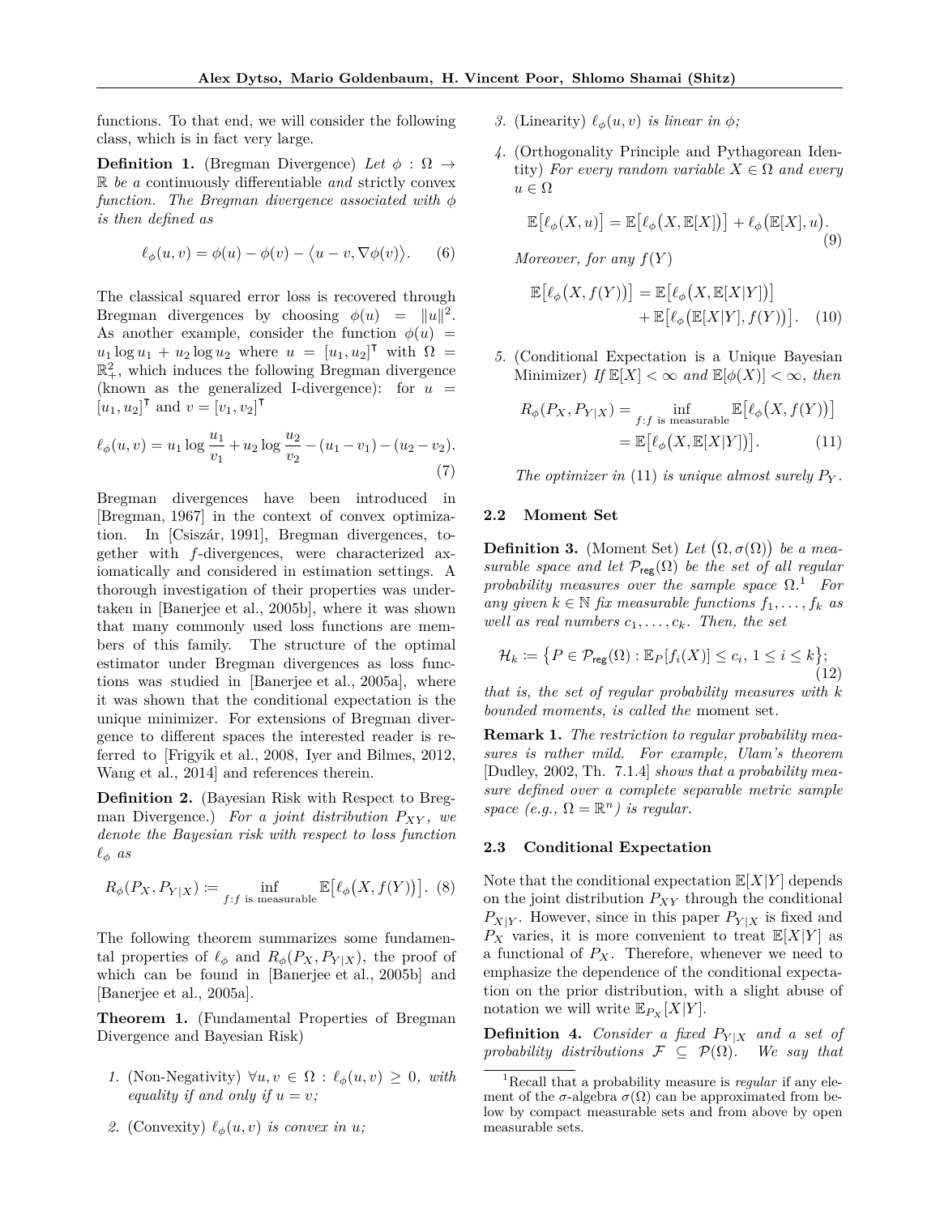functions. To that end, we will consider the following class, which is in fact very large.

**Definition 1.** (Bregman Divergence) *Let $\phi : \Omega \to \mathbb{R}$ be a* continuously differentiable *and* strictly convex *function. The Bregman divergence associated with $\phi$ is then defined as*

$$\ell_\phi(u, v) = \phi(u) - \phi(v) - \langle u - v, \nabla\phi(v)\rangle. \quad (6)$$

The classical squared error loss is recovered through Bregman divergences by choosing $\phi(u) = \|u\|^2$. As another example, consider the function $\phi(u) = u_1 \log u_1 + u_2 \log u_2$ where $u = [u_1, u_2]^\intercal$ with $\Omega = \mathbb{R}_+^2$, which induces the following Bregman divergence (known as the generalized I-divergence): for $u = [u_1, u_2]^\intercal$ and $v = [v_1, v_2]^\intercal$

$$\ell_\phi(u, v) = u_1 \log \frac{u_1}{v_1} + u_2 \log \frac{u_2}{v_2} - (u_1 - v_1) - (u_2 - v_2). \quad (7)$$

Bregman divergences have been introduced in [Bregman, 1967] in the context of convex optimization. In [Csiszár, 1991], Bregman divergences, together with $f$-divergences, were characterized axiomatically and considered in estimation settings. A thorough investigation of their properties was undertaken in [Banerjee et al., 2005b], where it was shown that many commonly used loss functions are members of this family. The structure of the optimal estimator under Bregman divergences as loss functions was studied in [Banerjee et al., 2005a], where it was shown that the conditional expectation is the unique minimizer. For extensions of Bregman divergence to different spaces the interested reader is referred to [Frigyik et al., 2008, Iyer and Bilmes, 2012, Wang et al., 2014] and references therein.

**Definition 2.** (Bayesian Risk with Respect to Bregman Divergence.) *For a joint distribution $P_{XY}$, we denote the Bayesian risk with respect to loss function $\ell_\phi$ as*

$$R_\phi(P_X, P_{Y|X}) \coloneqq \inf_{f: f \text{ is measurable}} \mathbb{E}\big[\ell_\phi\big(X, f(Y)\big)\big]. \quad (8)$$

The following theorem summarizes some fundamental properties of $\ell_\phi$ and $R_\phi(P_X, P_{Y|X})$, the proof of which can be found in [Banerjee et al., 2005b] and [Banerjee et al., 2005a].

**Theorem 1.** (Fundamental Properties of Bregman Divergence and Bayesian Risk)

1. (Non-Negativity) *$\forall u, v \in \Omega : \ell_\phi(u, v) \geq 0$, with equality if and only if $u = v$;*
2. (Convexity) *$\ell_\phi(u, v)$ is convex in $u$;*
3. (Linearity) *$\ell_\phi(u, v)$ is linear in $\phi$;*
4. (Orthogonality Principle and Pythagorean Identity) *For every random variable $X \in \Omega$ and every $u \in \Omega$*

$$\mathbb{E}\big[\ell_\phi(X, u)\big] = \mathbb{E}\big[\ell_\phi\big(X, \mathbb{E}[X]\big)\big] + \ell_\phi\big(\mathbb{E}[X], u\big). \quad (9)$$

   *Moreover, for any $f(Y)$*

$$\mathbb{E}\big[\ell_\phi\big(X, f(Y)\big)\big] = \mathbb{E}\big[\ell_\phi\big(X, \mathbb{E}[X|Y]\big)\big] + \mathbb{E}\big[\ell_\phi\big(\mathbb{E}[X|Y], f(Y)\big)\big]. \quad (10)$$

5. (Conditional Expectation is a Unique Bayesian Minimizer) *If $\mathbb{E}[X] < \infty$ and $\mathbb{E}[\phi(X)] < \infty$, then*

$$R_\phi(P_X, P_{Y|X}) = \inf_{f: f \text{ is measurable}} \mathbb{E}\big[\ell_\phi\big(X, f(Y)\big)\big] = \mathbb{E}\big[\ell_\phi\big(X, \mathbb{E}[X|Y]\big)\big]. \quad (11)$$

   *The optimizer in (11) is unique almost surely $P_Y$.*

### 2.2 Moment Set

**Definition 3.** (Moment Set) *Let $\big(\Omega, \sigma(\Omega)\big)$ be a measurable space and let $\mathcal{P}_{\mathsf{reg}}(\Omega)$ be the set of all regular probability measures over the sample space $\Omega$.*[1] *For any given $k \in \mathbb{N}$ fix measurable functions $f_1, \ldots, f_k$ as well as real numbers $c_1, \ldots, c_k$. Then, the set*

$$\mathcal{H}_k \coloneqq \big\{P \in \mathcal{P}_{\mathsf{reg}}(\Omega) : \mathbb{E}_P[f_i(X)] \leq c_i,\ 1 \leq i \leq k\big\}; \quad (12)$$

*that is, the set of regular probability measures with $k$ bounded moments, is called the* moment set*.*

**Remark 1.** *The restriction to regular probability measures is rather mild. For example, Ulam's theorem* [Dudley, 2002, Th. 7.1.4] *shows that a probability measure defined over a complete separable metric sample space (e.g., $\Omega = \mathbb{R}^n$) is regular.*

### 2.3 Conditional Expectation

Note that the conditional expectation $\mathbb{E}[X|Y]$ depends on the joint distribution $P_{XY}$ through the conditional $P_{X|Y}$. However, since in this paper $P_{Y|X}$ is fixed and $P_X$ varies, it is more convenient to treat $\mathbb{E}[X|Y]$ as a functional of $P_X$. Therefore, whenever we need to emphasize the dependence of the conditional expectation on the prior distribution, with a slight abuse of notation we will write $\mathbb{E}_{P_X}[X|Y]$.

**Definition 4.** *Consider a fixed $P_{Y|X}$ and a set of probability distributions $\mathcal{F} \subseteq \mathcal{P}(\Omega)$. We say that*

[1] Recall that a probability measure is *regular* if any element of the $\sigma$-algebra $\sigma(\Omega)$ can be approximated from below by compact measurable sets and from above by open measurable sets.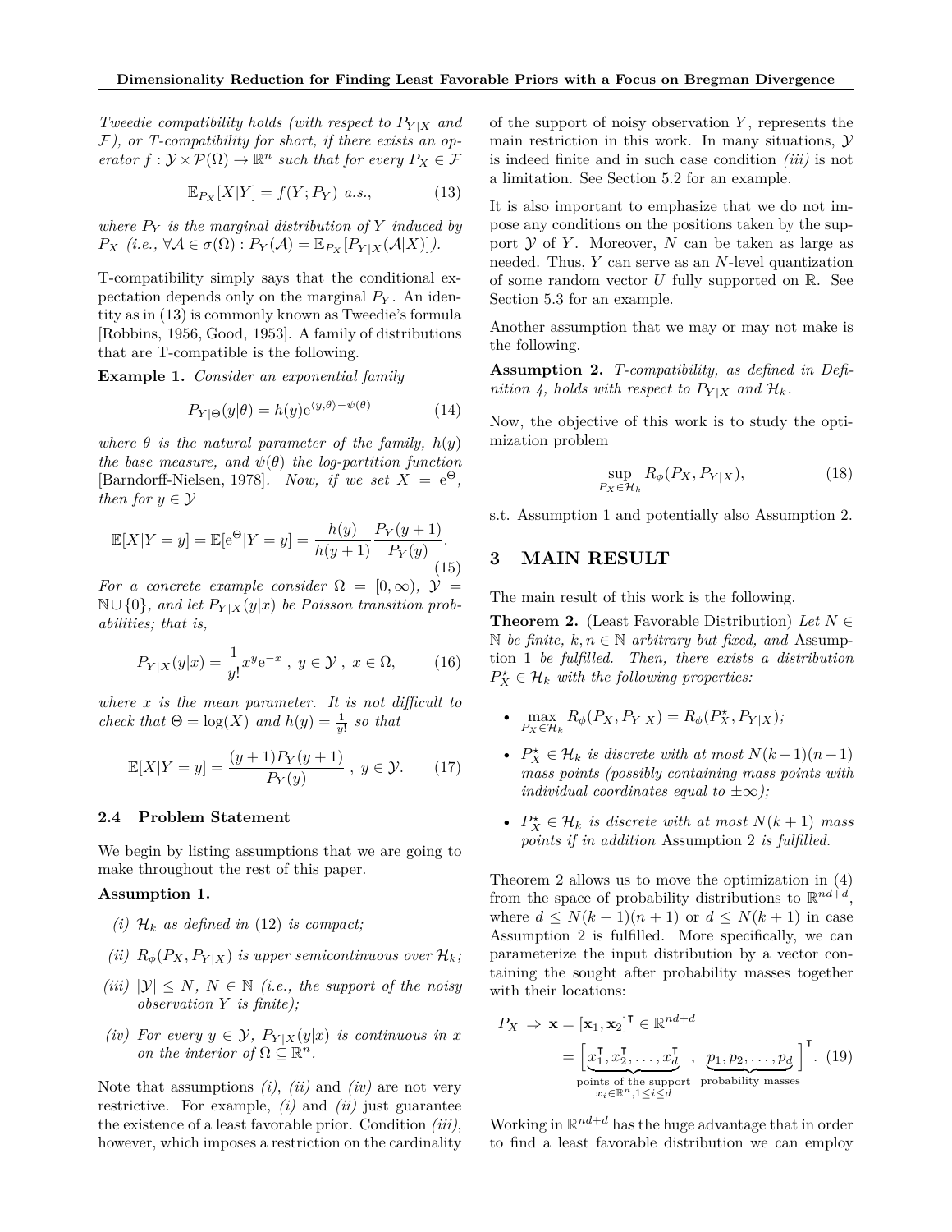*Tweedie compatibility holds (with respect to $P_{Y|X}$ and $\mathcal{F}$), or T-compatibility for short, if there exists an operator $f : \mathcal{Y} \times \mathcal{P}(\Omega) \to \mathbb{R}^n$ such that for every $P_X \in \mathcal{F}$*

$$\mathbb{E}_{P_X}[X|Y] = f(Y; P_Y) \text{ a.s.}, \tag{13}$$

*where $P_Y$ is the marginal distribution of $Y$ induced by $P_X$ (i.e., $\forall \mathcal{A} \in \sigma(\Omega) : P_Y(\mathcal{A}) = \mathbb{E}_{P_X}[P_{Y|X}(\mathcal{A}|X)]$).*

T-compatibility simply says that the conditional expectation depends only on the marginal $P_Y$. An identity as in (13) is commonly known as Tweedie's formula [Robbins, 1956, Good, 1953]. A family of distributions that are T-compatible is the following.

**Example 1.** *Consider an exponential family*

$$P_{Y|\Theta}(y|\theta) = h(y)\mathrm{e}^{\langle y,\theta\rangle - \psi(\theta)} \tag{14}$$

*where $\theta$ is the natural parameter of the family, $h(y)$ the base measure, and $\psi(\theta)$ the log-partition function* [Barndorff-Nielsen, 1978]. *Now, if we set $X = \mathrm{e}^{\Theta}$, then for $y \in \mathcal{Y}$*

$$\mathbb{E}[X|Y = y] = \mathbb{E}[\mathrm{e}^{\Theta}|Y = y] = \frac{h(y)}{h(y+1)} \frac{P_Y(y+1)}{P_Y(y)}. \tag{15}$$

*For a concrete example consider $\Omega = [0, \infty)$, $\mathcal{Y} = \mathbb{N} \cup \{0\}$, and let $P_{Y|X}(y|x)$ be Poisson transition probabilities; that is,*

$$P_{Y|X}(y|x) = \frac{1}{y!} x^y \mathrm{e}^{-x} \ , \ y \in \mathcal{Y} \ , \ x \in \Omega, \tag{16}$$

*where $x$ is the mean parameter. It is not difficult to check that $\Theta = \log(X)$ and $h(y) = \frac{1}{y!}$ so that*

$$\mathbb{E}[X|Y = y] = \frac{(y+1)P_Y(y+1)}{P_Y(y)} \ , \ y \in \mathcal{Y}. \tag{17}$$

### 2.4 Problem Statement

We begin by listing assumptions that we are going to make throughout the rest of this paper.

**Assumption 1.**

*(i) $\mathcal{H}_k$ as defined in* (12) *is compact;*

*(ii) $R_\phi(P_X, P_{Y|X})$ is upper semicontinuous over $\mathcal{H}_k$;*

*(iii) $|\mathcal{Y}| \leq N$, $N \in \mathbb{N}$ (i.e., the support of the noisy observation $Y$ is finite);*

*(iv) For every $y \in \mathcal{Y}$, $P_{Y|X}(y|x)$ is continuous in $x$ on the interior of $\Omega \subseteq \mathbb{R}^n$.*

Note that assumptions *(i)*, *(ii)* and *(iv)* are not very restrictive. For example, *(i)* and *(ii)* just guarantee the existence of a least favorable prior. Condition *(iii)*, however, which imposes a restriction on the cardinality of the support of noisy observation $Y$, represents the main restriction in this work. In many situations, $\mathcal{Y}$ is indeed finite and in such case condition *(iii)* is not a limitation. See Section 5.2 for an example.

It is also important to emphasize that we do not impose any conditions on the positions taken by the support $\mathcal{Y}$ of $Y$. Moreover, $N$ can be taken as large as needed. Thus, $Y$ can serve as an $N$-level quantization of some random vector $U$ fully supported on $\mathbb{R}$. See Section 5.3 for an example.

Another assumption that we may or may not make is the following.

**Assumption 2.** *T-compatibility, as defined in Definition 4, holds with respect to $P_{Y|X}$ and $\mathcal{H}_k$.*

Now, the objective of this work is to study the optimization problem

$$\sup_{P_X \in \mathcal{H}_k} R_\phi(P_X, P_{Y|X}), \tag{18}$$

s.t. Assumption 1 and potentially also Assumption 2.

## 3 MAIN RESULT

The main result of this work is the following.

**Theorem 2.** (Least Favorable Distribution) *Let $N \in \mathbb{N}$ be finite, $k, n \in \mathbb{N}$ arbitrary but fixed, and* Assumption 1 *be fulfilled. Then, there exists a distribution $P_X^\star \in \mathcal{H}_k$ with the following properties:*

- $\max_{P_X \in \mathcal{H}_k} R_\phi(P_X, P_{Y|X}) = R_\phi(P_X^\star, P_{Y|X})$;
- *$P_X^\star \in \mathcal{H}_k$ is discrete with at most $N(k+1)(n+1)$ mass points (possibly containing mass points with individual coordinates equal to $\pm\infty$);*
- *$P_X^\star \in \mathcal{H}_k$ is discrete with at most $N(k+1)$ mass points if in addition* Assumption 2 *is fulfilled.*

Theorem 2 allows us to move the optimization in (4) from the space of probability distributions to $\mathbb{R}^{nd+d}$, where $d \leq N(k+1)(n+1)$ or $d \leq N(k+1)$ in case Assumption 2 is fulfilled. More specifically, we can parameterize the input distribution by a vector containing the sought after probability masses together with their locations:

$$P_X \ \Rightarrow \ \mathbf{x} = [\mathbf{x}_1, \mathbf{x}_2]^\intercal \in \mathbb{R}^{nd+d} = \Big[\underbrace{x_1^\intercal, x_2^\intercal, \ldots, x_d^\intercal}_{\substack{\text{points of the support} \\ x_i \in \mathbb{R}^n, 1 \leq i \leq d}} \ , \ \underbrace{p_1, p_2, \ldots, p_d}_{\text{probability masses}}\Big]^\intercal. \tag{19}$$

Working in $\mathbb{R}^{nd+d}$ has the huge advantage that in order to find a least favorable distribution we can employ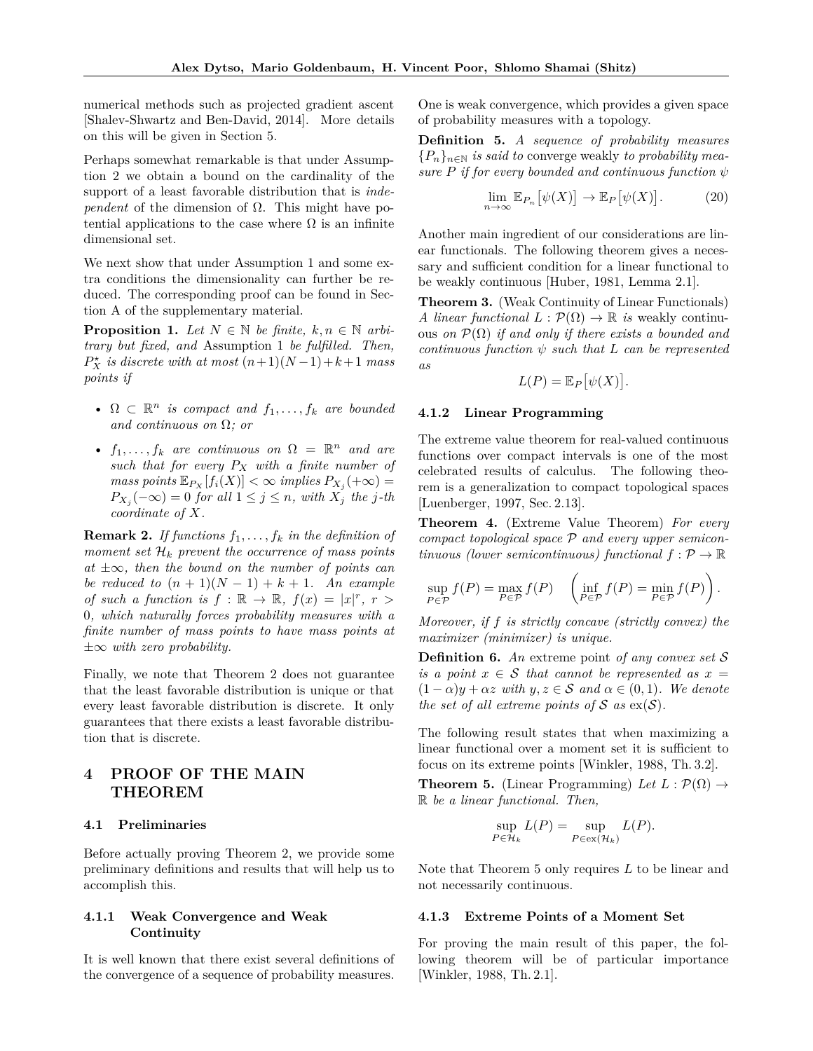numerical methods such as projected gradient ascent [Shalev-Shwartz and Ben-David, 2014]. More details on this will be given in Section 5.

Perhaps somewhat remarkable is that under Assumption 2 we obtain a bound on the cardinality of the support of a least favorable distribution that is *independent* of the dimension of $\Omega$. This might have potential applications to the case where $\Omega$ is an infinite dimensional set.

We next show that under Assumption 1 and some extra conditions the dimensionality can further be reduced. The corresponding proof can be found in Section A of the supplementary material.

**Proposition 1.** *Let $N \in \mathbb{N}$ be finite, $k, n \in \mathbb{N}$ arbitrary but fixed, and* Assumption 1 *be fulfilled. Then, $P_X^\star$ is discrete with at most $(n+1)(N-1)+k+1$ mass points if*

- *$\Omega \subset \mathbb{R}^n$ is compact and $f_1, \ldots, f_k$ are bounded and continuous on $\Omega$; or*
- *$f_1, \ldots, f_k$ are continuous on $\Omega = \mathbb{R}^n$ and are such that for every $P_X$ with a finite number of mass points $\mathbb{E}_{P_X}[f_i(X)] < \infty$ implies $P_{X_j}(+\infty) = P_{X_j}(-\infty) = 0$ for all $1 \le j \le n$, with $X_j$ the $j$-th coordinate of $X$.*

**Remark 2.** *If functions $f_1, \ldots, f_k$ in the definition of moment set $\mathcal{H}_k$ prevent the occurrence of mass points at $\pm\infty$, then the bound on the number of points can be reduced to $(n+1)(N-1)+k+1$. An example of such a function is $f : \mathbb{R} \to \mathbb{R}$, $f(x) = |x|^r$, $r > 0$, which naturally forces probability measures with a finite number of mass points to have mass points at $\pm\infty$ with zero probability.*

Finally, we note that Theorem 2 does not guarantee that the least favorable distribution is unique or that every least favorable distribution is discrete. It only guarantees that there exists a least favorable distribution that is discrete.

# 4 PROOF OF THE MAIN THEOREM

## 4.1 Preliminaries

Before actually proving Theorem 2, we provide some preliminary definitions and results that will help us to accomplish this.

### 4.1.1 Weak Convergence and Weak Continuity

It is well known that there exist several definitions of the convergence of a sequence of probability measures. One is weak convergence, which provides a given space of probability measures with a topology.

**Definition 5.** *A sequence of probability measures $\{P_n\}_{n\in\mathbb{N}}$ is said to* converge weakly *to probability measure $P$ if for every bounded and continuous function $\psi$*

$$\lim_{n\to\infty} \mathbb{E}_{P_n}\big[\psi(X)\big] \to \mathbb{E}_P\big[\psi(X)\big]. \tag{20}$$

Another main ingredient of our considerations are linear functionals. The following theorem gives a necessary and sufficient condition for a linear functional to be weakly continuous [Huber, 1981, Lemma 2.1].

**Theorem 3.** (Weak Continuity of Linear Functionals) *A linear functional $L : \mathcal{P}(\Omega) \to \mathbb{R}$ is* weakly continuous *on $\mathcal{P}(\Omega)$ if and only if there exists a bounded and continuous function $\psi$ such that $L$ can be represented as*

$$L(P) = \mathbb{E}_P\big[\psi(X)\big].$$

### 4.1.2 Linear Programming

The extreme value theorem for real-valued continuous functions over compact intervals is one of the most celebrated results of calculus. The following theorem is a generalization to compact topological spaces [Luenberger, 1997, Sec. 2.13].

**Theorem 4.** (Extreme Value Theorem) *For every compact topological space $\mathcal{P}$ and every upper semicontinuous (lower semicontinuous) functional $f : \mathcal{P} \to \mathbb{R}$*

$$\sup_{P\in\mathcal{P}} f(P) = \max_{P\in\mathcal{P}} f(P) \quad \left(\inf_{P\in\mathcal{P}} f(P) = \min_{P\in\mathcal{P}} f(P)\right).$$

*Moreover, if $f$ is strictly concave (strictly convex) the maximizer (minimizer) is unique.*

**Definition 6.** *An* extreme point *of any convex set $\mathcal{S}$ is a point $x \in \mathcal{S}$ that cannot be represented as $x = (1-\alpha)y + \alpha z$ with $y, z \in \mathcal{S}$ and $\alpha \in (0,1)$. We denote the set of all extreme points of $\mathcal{S}$ as $\mathrm{ex}(\mathcal{S})$.*

The following result states that when maximizing a linear functional over a moment set it is sufficient to focus on its extreme points [Winkler, 1988, Th. 3.2].

**Theorem 5.** (Linear Programming) *Let $L : \mathcal{P}(\Omega) \to \mathbb{R}$ be a linear functional. Then,*

$$\sup_{P\in\mathcal{H}_k} L(P) = \sup_{P\in\mathrm{ex}(\mathcal{H}_k)} L(P).$$

Note that Theorem 5 only requires $L$ to be linear and not necessarily continuous.

### 4.1.3 Extreme Points of a Moment Set

For proving the main result of this paper, the following theorem will be of particular importance [Winkler, 1988, Th. 2.1].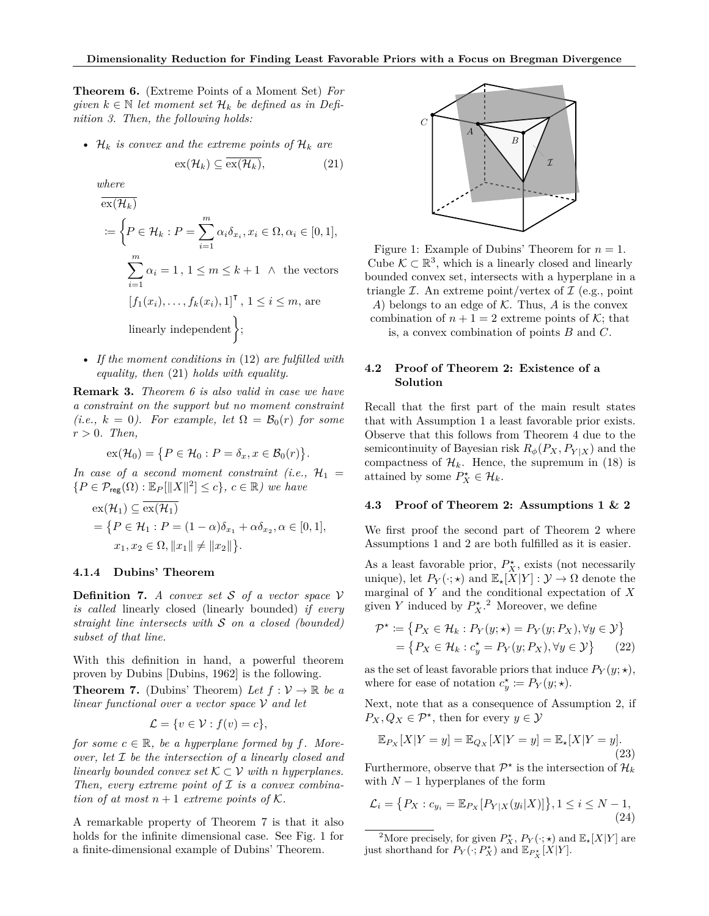**Theorem 6.** (Extreme Points of a Moment Set) *For given $k \in \mathbb{N}$ let moment set $\mathcal{H}_k$ be defined as in Definition 3. Then, the following holds:*

- *$\mathcal{H}_k$ is convex and the extreme points of $\mathcal{H}_k$ are*

$$\mathrm{ex}(\mathcal{H}_k) \subseteq \overline{\mathrm{ex}(\mathcal{H}_k)}, \tag{21}$$

*where*

$$\overline{\mathrm{ex}(\mathcal{H}_k)} := \Big\{ P \in \mathcal{H}_k : P = \sum_{i=1}^{m} \alpha_i \delta_{x_i}, x_i \in \Omega, \alpha_i \in [0,1], \sum_{i=1}^{m} \alpha_i = 1 \,,\, 1 \leq m \leq k+1 \;\wedge\; \text{the vectors } [f_1(x_i), \ldots, f_k(x_i), 1]^{\mathsf{T}} \,,\, 1 \leq i \leq m, \text{ are linearly independent} \Big\};$$

- *If the moment conditions in (12) are fulfilled with equality, then (21) holds with equality.*

**Remark 3.** *Theorem 6 is also valid in case we have a constraint on the support but no moment constraint (i.e., $k = 0$). For example, let $\Omega = \mathcal{B}_0(r)$ for some $r > 0$. Then,*

$$\mathrm{ex}(\mathcal{H}_0) = \big\{ P \in \mathcal{H}_0 : P = \delta_x, x \in \mathcal{B}_0(r) \big\}.$$

*In case of a second moment constraint (i.e., $\mathcal{H}_1 = \{P \in \mathcal{P}_{\mathsf{reg}}(\Omega) : \mathbb{E}_P[\|X\|^2] \leq c\}$, $c \in \mathbb{R}$) we have*

$$\begin{aligned}
\mathrm{ex}(\mathcal{H}_1) &\subseteq \overline{\mathrm{ex}(\mathcal{H}_1)} \\
&= \big\{ P \in \mathcal{H}_1 : P = (1-\alpha)\delta_{x_1} + \alpha \delta_{x_2}, \alpha \in [0,1], \\
&\qquad x_1, x_2 \in \Omega, \|x_1\| \neq \|x_2\| \big\}.
\end{aligned}$$

#### 4.1.4 Dubins' Theorem

**Definition 7.** *A convex set $\mathcal{S}$ of a vector space $\mathcal{V}$ is called* linearly closed (linearly bounded) *if every straight line intersects with $\mathcal{S}$ on a closed (bounded) subset of that line.*

With this definition in hand, a powerful theorem proven by Dubins [Dubins, 1962] is the following.

**Theorem 7.** (Dubins' Theorem) *Let $f : \mathcal{V} \to \mathbb{R}$ be a linear functional over a vector space $\mathcal{V}$ and let*

$$\mathcal{L} = \{ v \in \mathcal{V} : f(v) = c \},$$

*for some $c \in \mathbb{R}$, be a hyperplane formed by $f$. Moreover, let $\mathcal{I}$ be the intersection of a linearly closed and linearly bounded convex set $\mathcal{K} \subset \mathcal{V}$ with $n$ hyperplanes. Then, every extreme point of $\mathcal{I}$ is a convex combination of at most $n+1$ extreme points of $\mathcal{K}$.*

A remarkable property of Theorem 7 is that it also holds for the infinite dimensional case. See Fig. 1 for a finite-dimensional example of Dubins' Theorem.

Figure 1: Example of Dubins' Theorem for $n = 1$. Cube $\mathcal{K} \subset \mathbb{R}^3$, which is a linearly closed and linearly bounded convex set, intersects with a hyperplane in a triangle $\mathcal{I}$. An extreme point/vertex of $\mathcal{I}$ (e.g., point $A$) belongs to an edge of $\mathcal{K}$. Thus, $A$ is the convex combination of $n + 1 = 2$ extreme points of $\mathcal{K}$; that is, a convex combination of points $B$ and $C$.

### 4.2 Proof of Theorem 2: Existence of a Solution

Recall that the first part of the main result states that with Assumption 1 a least favorable prior exists. Observe that this follows from Theorem 4 due to the semicontinuity of Bayesian risk $R_\phi(P_X, P_{Y|X})$ and the compactness of $\mathcal{H}_k$. Hence, the supremum in (18) is attained by some $P_X^\star \in \mathcal{H}_k$.

### 4.3 Proof of Theorem 2: Assumptions 1 & 2

We first proof the second part of Theorem 2 where Assumptions 1 and 2 are both fulfilled as it is easier.

As a least favorable prior, $P_X^\star$, exists (not necessarily unique), let $P_Y(\cdot;\star)$ and $\mathbb{E}_\star[X|Y] : \mathcal{Y} \to \Omega$ denote the marginal of $Y$ and the conditional expectation of $X$ given $Y$ induced by $P_X^\star$.[2] Moreover, we define

$$\begin{aligned}
\mathcal{P}^\star &:= \big\{ P_X \in \mathcal{H}_k : P_Y(y;\star) = P_Y(y;P_X), \forall y \in \mathcal{Y} \big\} \\
&= \big\{ P_X \in \mathcal{H}_k : c_y^\star = P_Y(y;P_X), \forall y \in \mathcal{Y} \big\}
\end{aligned} \tag{22}$$

as the set of least favorable priors that induce $P_Y(y;\star)$, where for ease of notation $c_y^\star := P_Y(y;\star)$.

Next, note that as a consequence of Assumption 2, if $P_X, Q_X \in \mathcal{P}^\star$, then for every $y \in \mathcal{Y}$

$$\mathbb{E}_{P_X}[X|Y=y] = \mathbb{E}_{Q_X}[X|Y=y] = \mathbb{E}_\star[X|Y=y]. \tag{23}$$

Furthermore, observe that $\mathcal{P}^\star$ is the intersection of $\mathcal{H}_k$ with $N-1$ hyperplanes of the form

$$\mathcal{L}_i = \big\{ P_X : c_{y_i} = \mathbb{E}_{P_X}[P_{Y|X}(y_i|X)] \big\}, 1 \leq i \leq N-1, \tag{24}$$

[2] More precisely, for given $P_X^\star$, $P_Y(\cdot;\star)$ and $\mathbb{E}_\star[X|Y]$ are just shorthand for $P_Y(\cdot;P_X^\star)$ and $\mathbb{E}_{P_X^\star}[X|Y]$.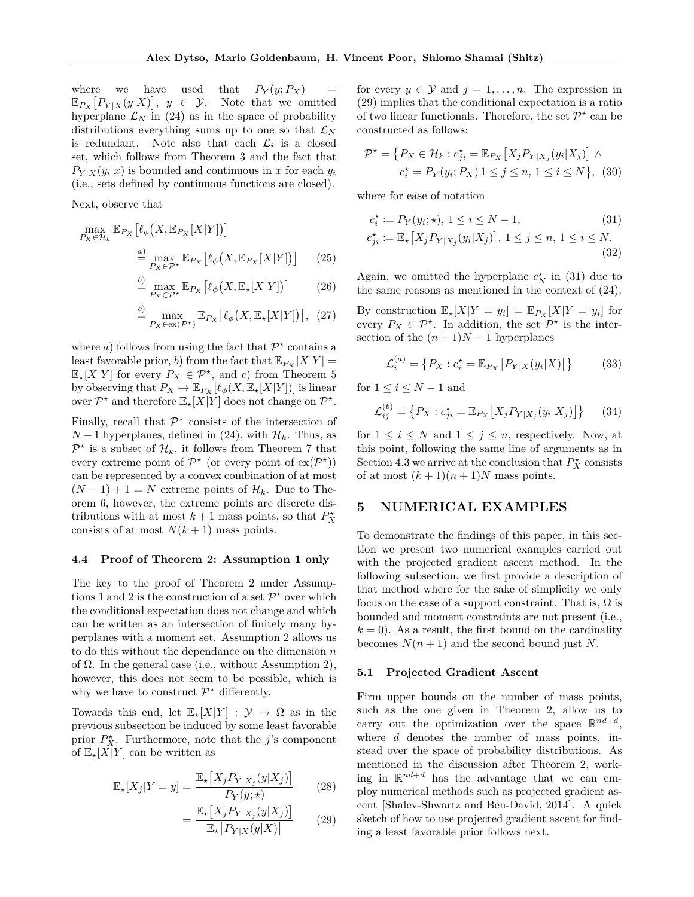where we have used that $P_Y(y; P_X) = \mathbb{E}_{P_X}\big[P_{Y|X}(y|X)\big]$, $y \in \mathcal{Y}$. Note that we omitted hyperplane $\mathcal{L}_N$ in (24) as in the space of probability distributions everything sums up to one so that $\mathcal{L}_N$ is redundant. Note also that each $\mathcal{L}_i$ is a closed set, which follows from Theorem 3 and the fact that $P_{Y|X}(y_i|x)$ is bounded and continuous in $x$ for each $y_i$ (i.e., sets defined by continuous functions are closed).

Next, observe that

$$
\begin{aligned}
\max_{P_X \in \mathcal{H}_k} \mathbb{E}_{P_X}\big[\ell_\phi\big(X, \mathbb{E}_{P_X}[X|Y]\big)\big] &\overset{a)}{=} \max_{P_X \in \mathcal{P}^\star} \mathbb{E}_{P_X}\big[\ell_\phi\big(X, \mathbb{E}_{P_X}[X|Y]\big)\big] && (25)\\
&\overset{b)}{=} \max_{P_X \in \mathcal{P}^\star} \mathbb{E}_{P_X}\big[\ell_\phi\big(X, \mathbb{E}_\star[X|Y]\big)\big] && (26)\\
&\overset{c)}{=} \max_{P_X \in \mathrm{ex}(\mathcal{P}^\star)} \mathbb{E}_{P_X}\big[\ell_\phi\big(X, \mathbb{E}_\star[X|Y]\big)\big], && (27)
\end{aligned}
$$

where $a)$ follows from using the fact that $\mathcal{P}^\star$ contains a least favorable prior, $b)$ from the fact that $\mathbb{E}_{P_X}[X|Y] = \mathbb{E}_\star[X|Y]$ for every $P_X \in \mathcal{P}^\star$, and $c)$ from Theorem 5 by observing that $P_X \mapsto \mathbb{E}_{P_X}[\ell_\phi(X, \mathbb{E}_\star[X|Y])]$ is linear over $\mathcal{P}^\star$ and therefore $\mathbb{E}_\star[X|Y]$ does not change on $\mathcal{P}^\star$.

Finally, recall that $\mathcal{P}^\star$ consists of the intersection of $N-1$ hyperplanes, defined in (24), with $\mathcal{H}_k$. Thus, as $\mathcal{P}^\star$ is a subset of $\mathcal{H}_k$, it follows from Theorem 7 that every extreme point of $\mathcal{P}^\star$ (or every point of $\mathrm{ex}(\mathcal{P}^\star)$) can be represented by a convex combination of at most $(N-1)+1 = N$ extreme points of $\mathcal{H}_k$. Due to Theorem 6, however, the extreme points are discrete distributions with at most $k+1$ mass points, so that $P_X^\star$ consists of at most $N(k+1)$ mass points.

### 4.4 Proof of Theorem 2: Assumption 1 only

The key to the proof of Theorem 2 under Assumptions 1 and 2 is the construction of a set $\mathcal{P}^\star$ over which the conditional expectation does not change and which can be written as an intersection of finitely many hyperplanes with a moment set. Assumption 2 allows us to do this without the dependance on the dimension $n$ of $\Omega$. In the general case (i.e., without Assumption 2), however, this does not seem to be possible, which is why we have to construct $\mathcal{P}^\star$ differently.

Towards this end, let $\mathbb{E}_\star[X|Y] : \mathcal{Y} \to \Omega$ as in the previous subsection be induced by some least favorable prior $P_X^\star$. Furthermore, note that the $j$'s component of $\mathbb{E}_\star[X|Y]$ can be written as

$$
\begin{aligned}
\mathbb{E}_\star[X_j|Y=y] &= \frac{\mathbb{E}_\star\big[X_j P_{Y|X_j}(y|X_j)\big]}{P_Y(y;\star)} && (28)\\
&= \frac{\mathbb{E}_\star\big[X_j P_{Y|X_j}(y|X_j)\big]}{\mathbb{E}_\star\big[P_{Y|X}(y|X)\big]} && (29)
\end{aligned}
$$

for every $y \in \mathcal{Y}$ and $j = 1, \ldots, n$. The expression in (29) implies that the conditional expectation is a ratio of two linear functionals. Therefore, the set $\mathcal{P}^\star$ can be constructed as follows:

$$
\begin{aligned}
\mathcal{P}^\star = \big\{P_X \in \mathcal{H}_k : c_{ji}^\star = \mathbb{E}_{P_X}\big[X_j P_{Y|X_j}(y_i|X_j)\big] \,\wedge \\
c_i^\star = P_Y(y_i; P_X)\; 1 \le j \le n,\; 1 \le i \le N\big\}, \quad (30)
\end{aligned}
$$

where for ease of notation

$$
\begin{aligned}
c_i^\star &:= P_Y(y_i;\star),\; 1 \le i \le N-1, && (31)\\
c_{ji}^\star &:= \mathbb{E}_\star\big[X_j P_{Y|X_j}(y_i|X_j)\big],\; 1 \le j \le n,\; 1 \le i \le N. && (32)
\end{aligned}
$$

Again, we omitted the hyperplane $c_N^\star$ in (31) due to the same reasons as mentioned in the context of (24).

By construction $\mathbb{E}_\star[X|Y=y_i] = \mathbb{E}_{P_X}[X|Y=y_i]$ for every $P_X \in \mathcal{P}^\star$. In addition, the set $\mathcal{P}^\star$ is the intersection of the $(n+1)N-1$ hyperplanes

$$
\mathcal{L}_i^{(a)} = \big\{P_X : c_i^\star = \mathbb{E}_{P_X}\big[P_{Y|X}(y_i|X)\big]\big\} \quad (33)
$$

for $1 \le i \le N-1$ and

$$
\mathcal{L}_{ij}^{(b)} = \big\{P_X : c_{ji}^\star = \mathbb{E}_{P_X}\big[X_j P_{Y|X_j}(y_i|X_j)\big]\big\} \quad (34)
$$

for $1 \le i \le N$ and $1 \le j \le n$, respectively. Now, at this point, following the same line of arguments as in Section 4.3 we arrive at the conclusion that $P_X^\star$ consists of at most $(k+1)(n+1)N$ mass points.

## 5 NUMERICAL EXAMPLES

To demonstrate the findings of this paper, in this section we present two numerical examples carried out with the projected gradient ascent method. In the following subsection, we first provide a description of that method where for the sake of simplicity we only focus on the case of a support constraint. That is, $\Omega$ is bounded and moment constraints are not present (i.e., $k=0$). As a result, the first bound on the cardinality becomes $N(n+1)$ and the second bound just $N$.

### 5.1 Projected Gradient Ascent

Firm upper bounds on the number of mass points, such as the one given in Theorem 2, allow us to carry out the optimization over the space $\mathbb{R}^{nd+d}$, where $d$ denotes the number of mass points, instead over the space of probability distributions. As mentioned in the discussion after Theorem 2, working in $\mathbb{R}^{nd+d}$ has the advantage that we can employ numerical methods such as projected gradient ascent [Shalev-Shwartz and Ben-David, 2014]. A quick sketch of how to use projected gradient ascent for finding a least favorable prior follows next.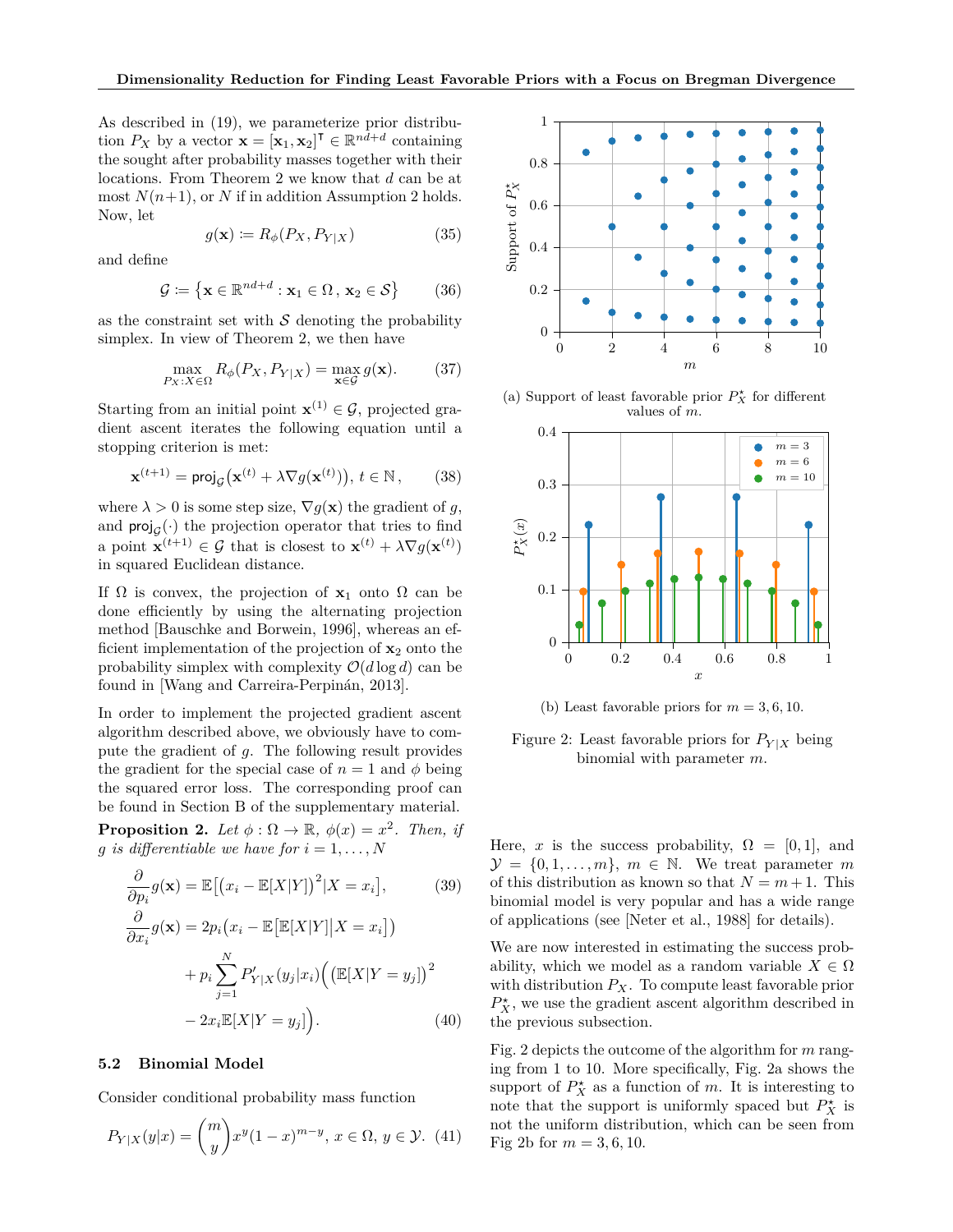As described in (19), we parameterize prior distribution $P_X$ by a vector $\mathbf{x} = [\mathbf{x}_1, \mathbf{x}_2]^\intercal \in \mathbb{R}^{nd+d}$ containing the sought after probability masses together with their locations. From Theorem 2 we know that $d$ can be at most $N(n+1)$, or $N$ if in addition Assumption 2 holds. Now, let

$$g(\mathbf{x}) \coloneqq R_\phi(P_X, P_{Y|X}) \tag{35}$$

and define

$$\mathcal{G} \coloneqq \left\{ \mathbf{x} \in \mathbb{R}^{nd+d} : \mathbf{x}_1 \in \Omega \,,\, \mathbf{x}_2 \in \mathcal{S} \right\} \tag{36}$$

as the constraint set with $\mathcal{S}$ denoting the probability simplex. In view of Theorem 2, we then have

$$\max_{P_X : X \in \Omega} R_\phi(P_X, P_{Y|X}) = \max_{\mathbf{x} \in \mathcal{G}} g(\mathbf{x}). \tag{37}$$

Starting from an initial point $\mathbf{x}^{(1)} \in \mathcal{G}$, projected gradient ascent iterates the following equation until a stopping criterion is met:

$$\mathbf{x}^{(t+1)} = \mathsf{proj}_{\mathcal{G}}\big(\mathbf{x}^{(t)} + \lambda \nabla g(\mathbf{x}^{(t)})\big),\; t \in \mathbb{N}\,, \tag{38}$$

where $\lambda > 0$ is some step size, $\nabla g(\mathbf{x})$ the gradient of $g$, and $\mathsf{proj}_{\mathcal{G}}(\cdot)$ the projection operator that tries to find a point $\mathbf{x}^{(t+1)} \in \mathcal{G}$ that is closest to $\mathbf{x}^{(t)} + \lambda \nabla g(\mathbf{x}^{(t)})$ in squared Euclidean distance.

If $\Omega$ is convex, the projection of $\mathbf{x}_1$ onto $\Omega$ can be done efficiently by using the alternating projection method [Bauschke and Borwein, 1996], whereas an efficient implementation of the projection of $\mathbf{x}_2$ onto the probability simplex with complexity $\mathcal{O}(d \log d)$ can be found in [Wang and Carreira-Perpinán, 2013].

In order to implement the projected gradient ascent algorithm described above, we obviously have to compute the gradient of $g$. The following result provides the gradient for the special case of $n = 1$ and $\phi$ being the squared error loss. The corresponding proof can be found in Section B of the supplementary material.

**Proposition 2.** *Let $\phi : \Omega \to \mathbb{R}$, $\phi(x) = x^2$. Then, if $g$ is differentiable we have for $i = 1, \ldots, N$*

$$\frac{\partial}{\partial p_i} g(\mathbf{x}) = \mathbb{E}\big[\big(x_i - \mathbb{E}[X|Y]\big)^2 | X = x_i\big], \tag{39}$$

$$\begin{aligned}\frac{\partial}{\partial x_i} g(\mathbf{x}) &= 2p_i\big(x_i - \mathbb{E}\big[\mathbb{E}[X|Y]\big|X = x_i\big]\big) \\ &\quad + p_i \sum_{j=1}^{N} P'_{Y|X}(y_j|x_i)\Big(\big(\mathbb{E}[X|Y = y_j]\big)^2 \\ &\quad - 2x_i \mathbb{E}[X|Y = y_j]\Big).\end{aligned} \tag{40}$$

### 5.2 Binomial Model

Consider conditional probability mass function

$$P_{Y|X}(y|x) = \binom{m}{y} x^y (1-x)^{m-y},\; x \in \Omega,\; y \in \mathcal{Y}. \tag{41}$$

(a) Support of least favorable prior $P_X^\star$ for different values of $m$.

(b) Least favorable priors for $m = 3, 6, 10$.

Figure 2: Least favorable priors for $P_{Y|X}$ being binomial with parameter $m$.

Here, $x$ is the success probability, $\Omega = [0, 1]$, and $\mathcal{Y} = \{0, 1, \ldots, m\}$, $m \in \mathbb{N}$. We treat parameter $m$ of this distribution as known so that $N = m+1$. This binomial model is very popular and has a wide range of applications (see [Neter et al., 1988] for details).

We are now interested in estimating the success probability, which we model as a random variable $X \in \Omega$ with distribution $P_X$. To compute least favorable prior $P_X^\star$, we use the gradient ascent algorithm described in the previous subsection.

Fig. 2 depicts the outcome of the algorithm for $m$ ranging from 1 to 10. More specifically, Fig. 2a shows the support of $P_X^\star$ as a function of $m$. It is interesting to note that the support is uniformly spaced but $P_X^\star$ is not the uniform distribution, which can be seen from Fig 2b for $m = 3, 6, 10$.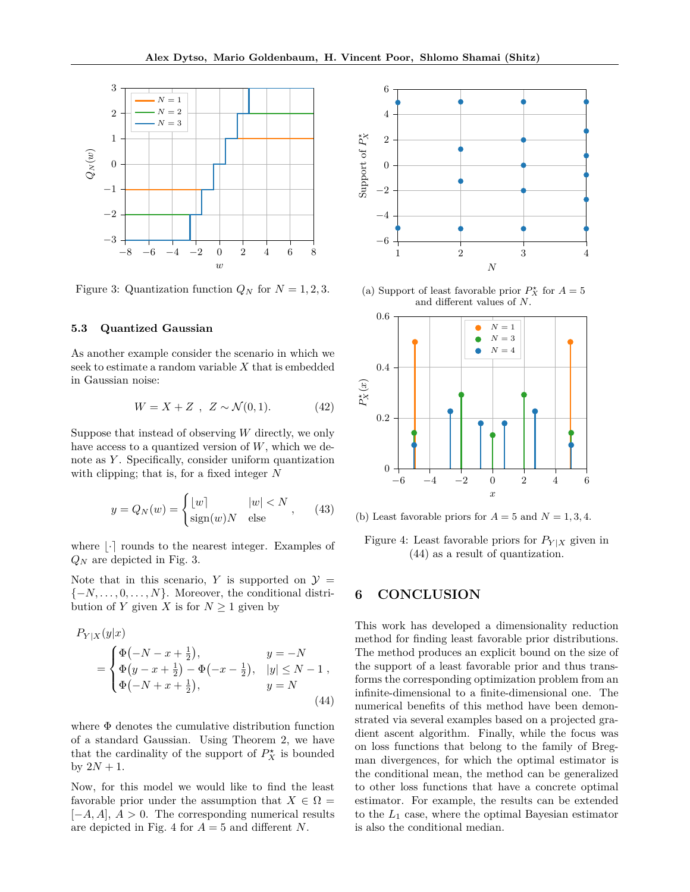Figure 3: Quantization function $Q_N$ for $N = 1, 2, 3$.

### 5.3 Quantized Gaussian

As another example consider the scenario in which we seek to estimate a random variable $X$ that is embedded in Gaussian noise:

$$W = X + Z \ , \ \ Z \sim \mathcal{N}(0, 1). \tag{42}$$

Suppose that instead of observing $W$ directly, we only have access to a quantized version of $W$, which we denote as $Y$. Specifically, consider uniform quantization with clipping; that is, for a fixed integer $N$

$$y = Q_N(w) = \begin{cases} \lfloor w \rceil & |w| < N \\ \text{sign}(w) N & \text{else} \end{cases}, \tag{43}$$

where $\lfloor \cdot \rceil$ rounds to the nearest integer. Examples of $Q_N$ are depicted in Fig. 3.

Note that in this scenario, $Y$ is supported on $\mathcal{Y} = \{-N, \ldots, 0, \ldots, N\}$. Moreover, the conditional distribution of $Y$ given $X$ is for $N \geq 1$ given by

$$P_{Y|X}(y|x) = \begin{cases} \Phi\big(-N - x + \frac{1}{2}\big), & y = -N \\ \Phi\big(y - x + \frac{1}{2}\big) - \Phi\big(-x - \frac{1}{2}\big), & |y| \leq N - 1 \\ \Phi\big(-N + x + \frac{1}{2}\big), & y = N \end{cases}, \tag{44}$$

where $\Phi$ denotes the cumulative distribution function of a standard Gaussian. Using Theorem 2, we have that the cardinality of the support of $P_X^\star$ is bounded by $2N + 1$.

Now, for this model we would like to find the least favorable prior under the assumption that $X \in \Omega = [-A, A]$, $A > 0$. The corresponding numerical results are depicted in Fig. 4 for $A = 5$ and different $N$.

(a) Support of least favorable prior $P_X^\star$ for $A = 5$ and different values of $N$.

(b) Least favorable priors for $A = 5$ and $N = 1, 3, 4$.

Figure 4: Least favorable priors for $P_{Y|X}$ given in (44) as a result of quantization.

## 6 CONCLUSION

This work has developed a dimensionality reduction method for finding least favorable prior distributions. The method produces an explicit bound on the size of the support of a least favorable prior and thus transforms the corresponding optimization problem from an infinite-dimensional to a finite-dimensional one. The numerical benefits of this method have been demonstrated via several examples based on a projected gradient ascent algorithm. Finally, while the focus was on loss functions that belong to the family of Bregman divergences, for which the optimal estimator is the conditional mean, the method can be generalized to other loss functions that have a concrete optimal estimator. For example, the results can be extended to the $L_1$ case, where the optimal Bayesian estimator is also the conditional median.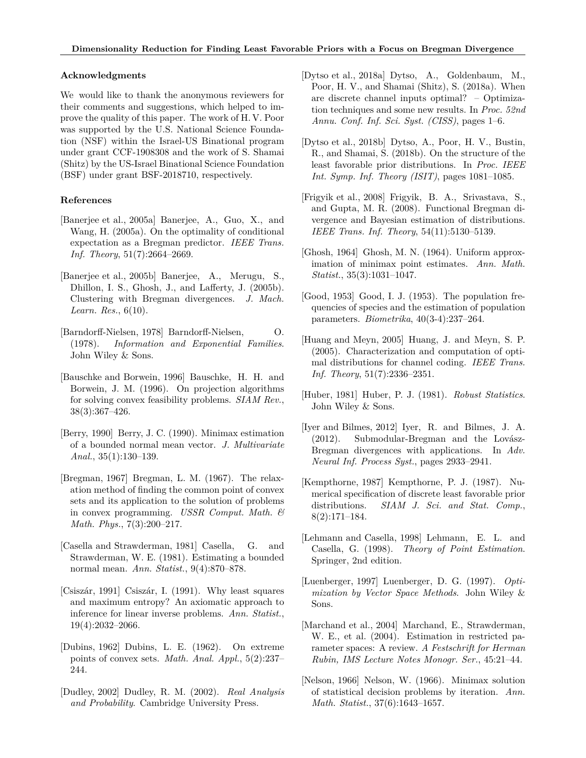### Acknowledgments

We would like to thank the anonymous reviewers for their comments and suggestions, which helped to improve the quality of this paper. The work of H. V. Poor was supported by the U.S. National Science Foundation (NSF) within the Israel-US Binational program under grant CCF-1908308 and the work of S. Shamai (Shitz) by the US-Israel Binational Science Foundation (BSF) under grant BSF-2018710, respectively.

### References

[Banerjee et al., 2005a] Banerjee, A., Guo, X., and Wang, H. (2005a). On the optimality of conditional expectation as a Bregman predictor. *IEEE Trans. Inf. Theory*, 51(7):2664–2669.

[Banerjee et al., 2005b] Banerjee, A., Merugu, S., Dhillon, I. S., Ghosh, J., and Lafferty, J. (2005b). Clustering with Bregman divergences. *J. Mach. Learn. Res.*, 6(10).

[Barndorff-Nielsen, 1978] Barndorff-Nielsen, O. (1978). *Information and Exponential Families*. John Wiley & Sons.

[Bauschke and Borwein, 1996] Bauschke, H. H. and Borwein, J. M. (1996). On projection algorithms for solving convex feasibility problems. *SIAM Rev.*, 38(3):367–426.

[Berry, 1990] Berry, J. C. (1990). Minimax estimation of a bounded normal mean vector. *J. Multivariate Anal.*, 35(1):130–139.

[Bregman, 1967] Bregman, L. M. (1967). The relaxation method of finding the common point of convex sets and its application to the solution of problems in convex programming. *USSR Comput. Math. & Math. Phys.*, 7(3):200–217.

[Casella and Strawderman, 1981] Casella, G. and Strawderman, W. E. (1981). Estimating a bounded normal mean. *Ann. Statist.*, 9(4):870–878.

[Csiszár, 1991] Csiszár, I. (1991). Why least squares and maximum entropy? An axiomatic approach to inference for linear inverse problems. *Ann. Statist.*, 19(4):2032–2066.

[Dubins, 1962] Dubins, L. E. (1962). On extreme points of convex sets. *Math. Anal. Appl.*, 5(2):237–244.

[Dudley, 2002] Dudley, R. M. (2002). *Real Analysis and Probability*. Cambridge University Press.

[Dytso et al., 2018a] Dytso, A., Goldenbaum, M., Poor, H. V., and Shamai (Shitz), S. (2018a). When are discrete channel inputs optimal? – Optimization techniques and some new results. In *Proc. 52nd Annu. Conf. Inf. Sci. Syst. (CISS)*, pages 1–6.

[Dytso et al., 2018b] Dytso, A., Poor, H. V., Bustin, R., and Shamai, S. (2018b). On the structure of the least favorable prior distributions. In *Proc. IEEE Int. Symp. Inf. Theory (ISIT)*, pages 1081–1085.

[Frigyik et al., 2008] Frigyik, B. A., Srivastava, S., and Gupta, M. R. (2008). Functional Bregman divergence and Bayesian estimation of distributions. *IEEE Trans. Inf. Theory*, 54(11):5130–5139.

[Ghosh, 1964] Ghosh, M. N. (1964). Uniform approximation of minimax point estimates. *Ann. Math. Statist.*, 35(3):1031–1047.

[Good, 1953] Good, I. J. (1953). The population frequencies of species and the estimation of population parameters. *Biometrika*, 40(3-4):237–264.

[Huang and Meyn, 2005] Huang, J. and Meyn, S. P. (2005). Characterization and computation of optimal distributions for channel coding. *IEEE Trans. Inf. Theory*, 51(7):2336–2351.

[Huber, 1981] Huber, P. J. (1981). *Robust Statistics*. John Wiley & Sons.

[Iyer and Bilmes, 2012] Iyer, R. and Bilmes, J. A. (2012). Submodular-Bregman and the Lovász-Bregman divergences with applications. In *Adv. Neural Inf. Process Syst.*, pages 2933–2941.

[Kempthorne, 1987] Kempthorne, P. J. (1987). Numerical specification of discrete least favorable prior distributions. *SIAM J. Sci. and Stat. Comp.*, 8(2):171–184.

[Lehmann and Casella, 1998] Lehmann, E. L. and Casella, G. (1998). *Theory of Point Estimation*. Springer, 2nd edition.

[Luenberger, 1997] Luenberger, D. G. (1997). *Optimization by Vector Space Methods*. John Wiley & Sons.

[Marchand et al., 2004] Marchand, E., Strawderman, W. E., et al. (2004). Estimation in restricted parameter spaces: A review. *A Festschrift for Herman Rubin, IMS Lecture Notes Monogr. Ser.*, 45:21–44.

[Nelson, 1966] Nelson, W. (1966). Minimax solution of statistical decision problems by iteration. *Ann. Math. Statist.*, 37(6):1643–1657.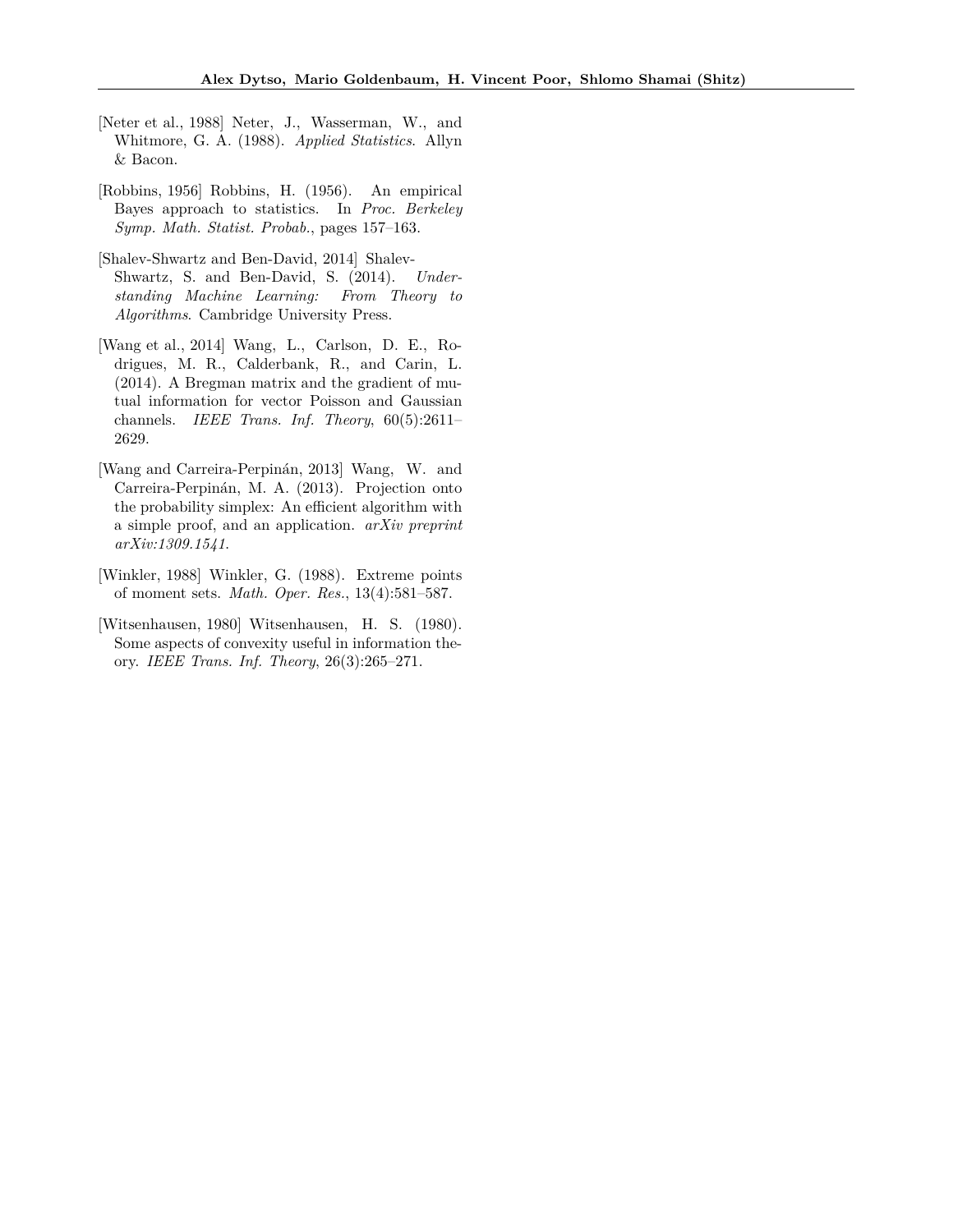[Neter et al., 1988] Neter, J., Wasserman, W., and Whitmore, G. A. (1988). *Applied Statistics*. Allyn & Bacon.

[Robbins, 1956] Robbins, H. (1956). An empirical Bayes approach to statistics. In *Proc. Berkeley Symp. Math. Statist. Probab.*, pages 157–163.

[Shalev-Shwartz and Ben-David, 2014] Shalev-Shwartz, S. and Ben-David, S. (2014). *Understanding Machine Learning: From Theory to Algorithms*. Cambridge University Press.

[Wang et al., 2014] Wang, L., Carlson, D. E., Rodrigues, M. R., Calderbank, R., and Carin, L. (2014). A Bregman matrix and the gradient of mutual information for vector Poisson and Gaussian channels. *IEEE Trans. Inf. Theory*, 60(5):2611–2629.

[Wang and Carreira-Perpinán, 2013] Wang, W. and Carreira-Perpinán, M. A. (2013). Projection onto the probability simplex: An efficient algorithm with a simple proof, and an application. *arXiv preprint arXiv:1309.1541*.

[Winkler, 1988] Winkler, G. (1988). Extreme points of moment sets. *Math. Oper. Res.*, 13(4):581–587.

[Witsenhausen, 1980] Witsenhausen, H. S. (1980). Some aspects of convexity useful in information theory. *IEEE Trans. Inf. Theory*, 26(3):265–271.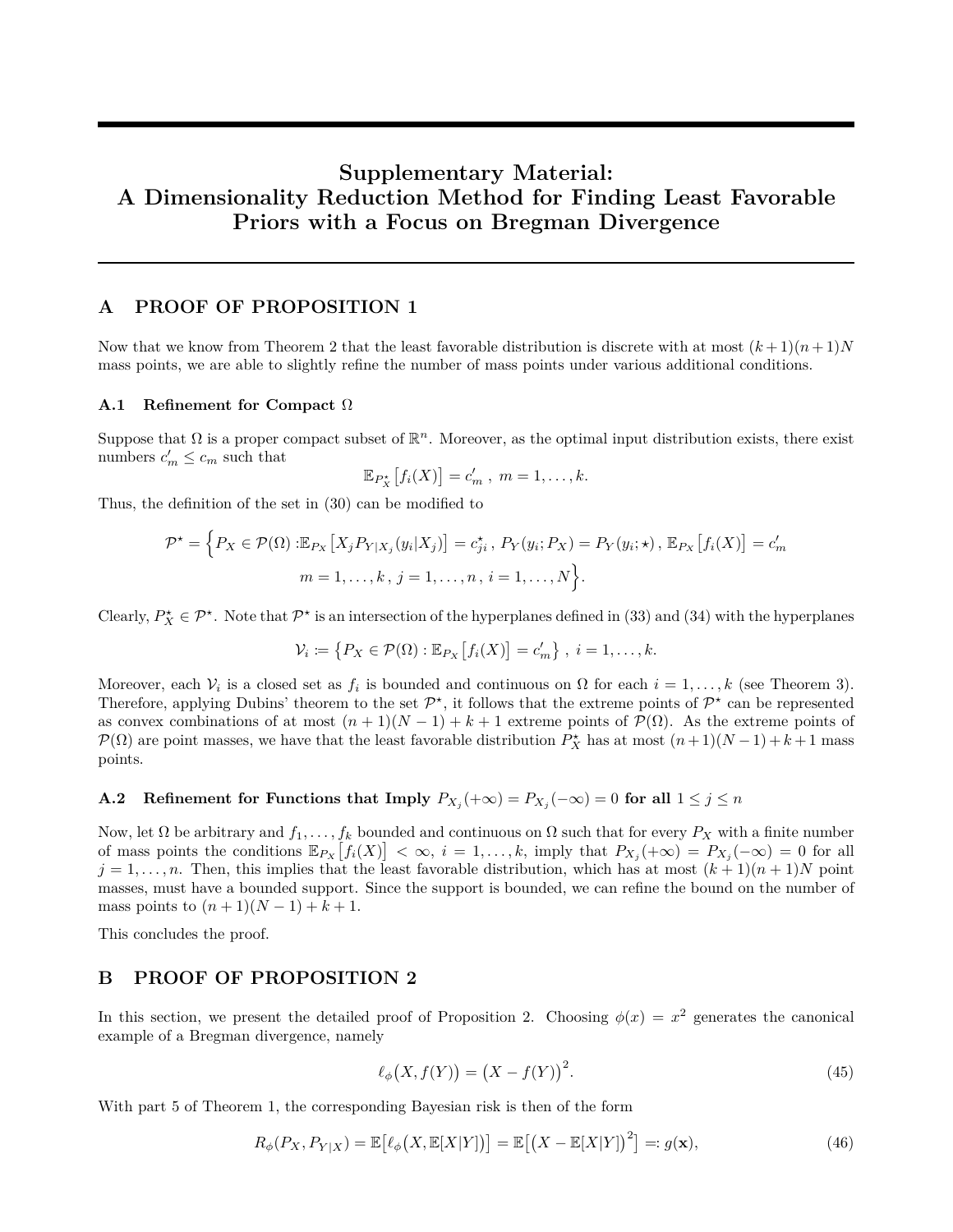# Supplementary Material: A Dimensionality Reduction Method for Finding Least Favorable Priors with a Focus on Bregman Divergence

## A PROOF OF PROPOSITION 1

Now that we know from Theorem 2 that the least favorable distribution is discrete with at most $(k+1)(n+1)N$ mass points, we are able to slightly refine the number of mass points under various additional conditions.

### A.1 Refinement for Compact $\Omega$

Suppose that $\Omega$ is a proper compact subset of $\mathbb{R}^n$. Moreover, as the optimal input distribution exists, there exist numbers $c_m' \leq c_m$ such that

$$\mathbb{E}_{P_X^\star}\big[f_i(X)\big] = c_m' \ , \ m = 1, \ldots, k.$$

Thus, the definition of the set in (30) can be modified to

$$\mathcal{P}^\star = \Big\{ P_X \in \mathcal{P}(\Omega) : \mathbb{E}_{P_X}\big[X_j P_{Y|X_j}(y_i|X_j)\big] = c_{ji}^\star \ , \ P_Y(y_i; P_X) = P_Y(y_i; \star) \ , \ \mathbb{E}_{P_X}\big[f_i(X)\big] = c_m' \\ m = 1, \ldots, k \ , \ j = 1, \ldots, n \ , \ i = 1, \ldots, N \Big\}.$$

Clearly, $P_X^\star \in \mathcal{P}^\star$. Note that $\mathcal{P}^\star$ is an intersection of the hyperplanes defined in (33) and (34) with the hyperplanes

$$\mathcal{V}_i \coloneqq \big\{ P_X \in \mathcal{P}(\Omega) : \mathbb{E}_{P_X}\big[f_i(X)\big] = c_m' \big\} \ , \ i = 1, \ldots, k.$$

Moreover, each $\mathcal{V}_i$ is a closed set as $f_i$ is bounded and continuous on $\Omega$ for each $i = 1, \ldots, k$ (see Theorem 3). Therefore, applying Dubins' theorem to the set $\mathcal{P}^\star$, it follows that the extreme points of $\mathcal{P}^\star$ can be represented as convex combinations of at most $(n+1)(N-1)+k+1$ extreme points of $\mathcal{P}(\Omega)$. As the extreme points of $\mathcal{P}(\Omega)$ are point masses, we have that the least favorable distribution $P_X^\star$ has at most $(n+1)(N-1)+k+1$ mass points.

### A.2 Refinement for Functions that Imply $P_{X_j}(+\infty) = P_{X_j}(-\infty) = 0$ for all $1 \leq j \leq n$

Now, let $\Omega$ be arbitrary and $f_1, \ldots, f_k$ bounded and continuous on $\Omega$ such that for every $P_X$ with a finite number of mass points the conditions $\mathbb{E}_{P_X}\big[f_i(X)\big] < \infty$, $i = 1, \ldots, k$, imply that $P_{X_j}(+\infty) = P_{X_j}(-\infty) = 0$ for all $j = 1, \ldots, n$. Then, this implies that the least favorable distribution, which has at most $(k+1)(n+1)N$ point masses, must have a bounded support. Since the support is bounded, we can refine the bound on the number of mass points to $(n+1)(N-1)+k+1$.

This concludes the proof.

## B PROOF OF PROPOSITION 2

In this section, we present the detailed proof of Proposition 2. Choosing $\phi(x) = x^2$ generates the canonical example of a Bregman divergence, namely

$$\ell_\phi\big(X, f(Y)\big) = \big(X - f(Y)\big)^2. \tag{45}$$

With part 5 of Theorem 1, the corresponding Bayesian risk is then of the form

$$R_\phi(P_X, P_{Y|X}) = \mathbb{E}\big[\ell_\phi\big(X, \mathbb{E}[X|Y]\big)\big] = \mathbb{E}\big[\big(X - \mathbb{E}[X|Y]\big)^2\big] =: g(\mathbf{x}), \tag{46}$$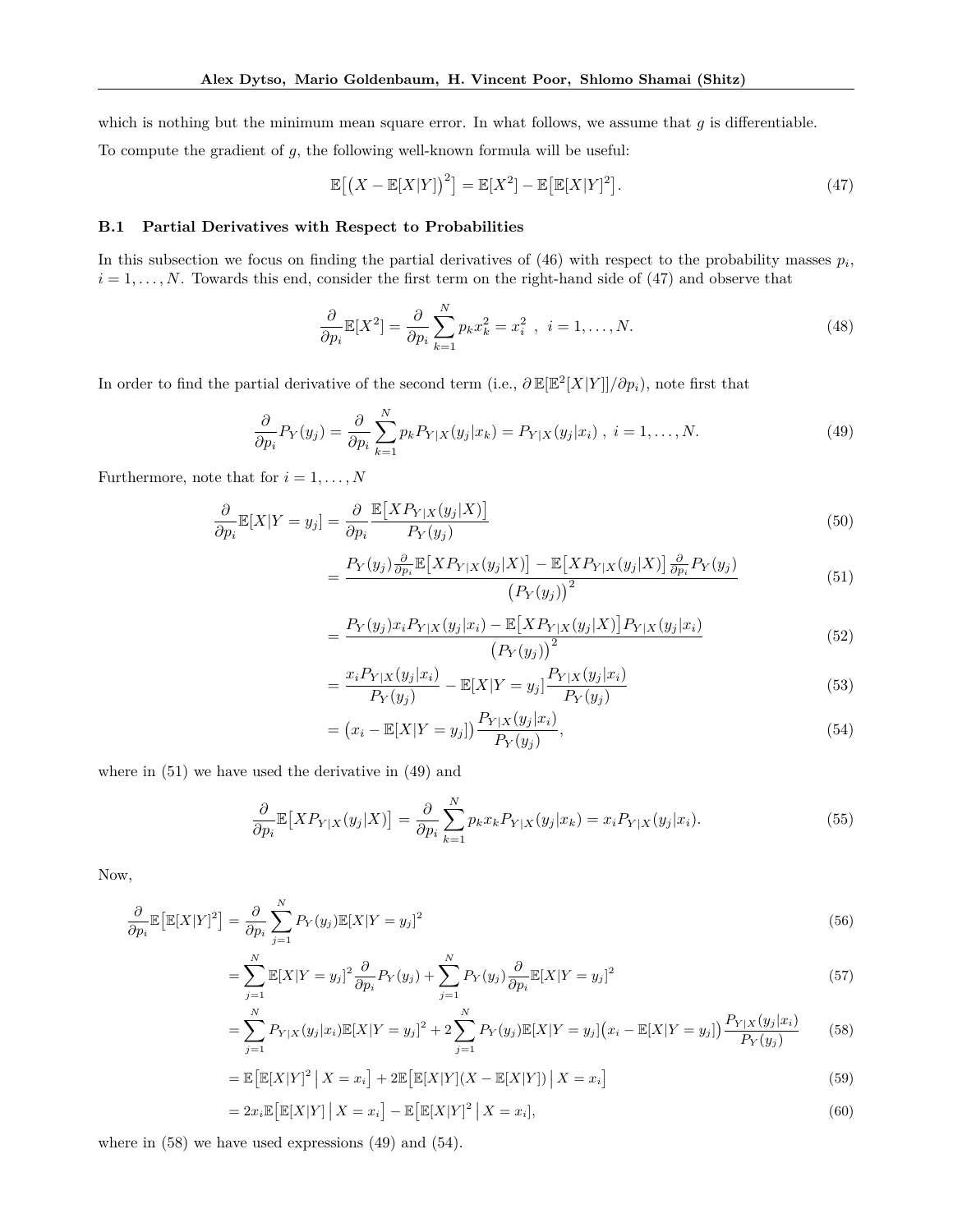which is nothing but the minimum mean square error. In what follows, we assume that $g$ is differentiable.

To compute the gradient of $g$, the following well-known formula will be useful:

$$\mathbb{E}\big[\big(X - \mathbb{E}[X|Y]\big)^2\big] = \mathbb{E}[X^2] - \mathbb{E}\big[\mathbb{E}[X|Y]^2\big]. \tag{47}$$

### B.1 Partial Derivatives with Respect to Probabilities

In this subsection we focus on finding the partial derivatives of (46) with respect to the probability masses $p_i$, $i = 1, \dots, N$. Towards this end, consider the first term on the right-hand side of (47) and observe that

$$\frac{\partial}{\partial p_i}\mathbb{E}[X^2] = \frac{\partial}{\partial p_i}\sum_{k=1}^{N} p_k x_k^2 = x_i^2 \ , \ \ i = 1, \dots, N. \tag{48}$$

In order to find the partial derivative of the second term (i.e., $\partial\,\mathbb{E}[\mathbb{E}^2[X|Y]]/\partial p_i$), note first that

$$\frac{\partial}{\partial p_i}P_Y(y_j) = \frac{\partial}{\partial p_i}\sum_{k=1}^{N} p_k P_{Y|X}(y_j|x_k) = P_{Y|X}(y_j|x_i)\ , \ i = 1, \dots, N. \tag{49}$$

Furthermore, note that for $i = 1, \dots, N$

$$\frac{\partial}{\partial p_i}\mathbb{E}[X|Y = y_j] = \frac{\partial}{\partial p_i}\frac{\mathbb{E}\big[XP_{Y|X}(y_j|X)\big]}{P_Y(y_j)} \tag{50}$$

$$= \frac{P_Y(y_j)\frac{\partial}{\partial p_i}\mathbb{E}\big[XP_{Y|X}(y_j|X)\big] - \mathbb{E}\big[XP_{Y|X}(y_j|X)\big]\frac{\partial}{\partial p_i}P_Y(y_j)}{\big(P_Y(y_j)\big)^2} \tag{51}$$

$$= \frac{P_Y(y_j)x_i P_{Y|X}(y_j|x_i) - \mathbb{E}\big[XP_{Y|X}(y_j|X)\big]P_{Y|X}(y_j|x_i)}{\big(P_Y(y_j)\big)^2} \tag{52}$$

$$= \frac{x_i P_{Y|X}(y_j|x_i)}{P_Y(y_j)} - \mathbb{E}[X|Y = y_j]\frac{P_{Y|X}(y_j|x_i)}{P_Y(y_j)} \tag{53}$$

$$= \big(x_i - \mathbb{E}[X|Y = y_j]\big)\frac{P_{Y|X}(y_j|x_i)}{P_Y(y_j)}, \tag{54}$$

where in (51) we have used the derivative in (49) and

$$\frac{\partial}{\partial p_i}\mathbb{E}\big[XP_{Y|X}(y_j|X)\big] = \frac{\partial}{\partial p_i}\sum_{k=1}^{N} p_k x_k P_{Y|X}(y_j|x_k) = x_i P_{Y|X}(y_j|x_i). \tag{55}$$

Now,

$$\frac{\partial}{\partial p_i}\mathbb{E}\big[\mathbb{E}[X|Y]^2\big] = \frac{\partial}{\partial p_i}\sum_{j=1}^{N} P_Y(y_j)\mathbb{E}[X|Y = y_j]^2 \tag{56}$$

$$= \sum_{j=1}^{N}\mathbb{E}[X|Y = y_j]^2\frac{\partial}{\partial p_i}P_Y(y_j) + \sum_{j=1}^{N} P_Y(y_j)\frac{\partial}{\partial p_i}\mathbb{E}[X|Y = y_j]^2 \tag{57}$$

$$= \sum_{j=1}^{N} P_{Y|X}(y_j|x_i)\mathbb{E}[X|Y = y_j]^2 + 2\sum_{j=1}^{N} P_Y(y_j)\mathbb{E}[X|Y = y_j]\big(x_i - \mathbb{E}[X|Y = y_j]\big)\frac{P_{Y|X}(y_j|x_i)}{P_Y(y_j)} \tag{58}$$

$$= \mathbb{E}\big[\mathbb{E}[X|Y]^2 \,\big|\, X = x_i\big] + 2\mathbb{E}\big[\mathbb{E}[X|Y](X - \mathbb{E}[X|Y]) \,\big|\, X = x_i\big] \tag{59}$$

$$= 2x_i\mathbb{E}\big[\mathbb{E}[X|Y] \,\big|\, X = x_i\big] - \mathbb{E}\big[\mathbb{E}[X|Y]^2 \,\big|\, X = x_i\big], \tag{60}$$

where in (58) we have used expressions (49) and (54).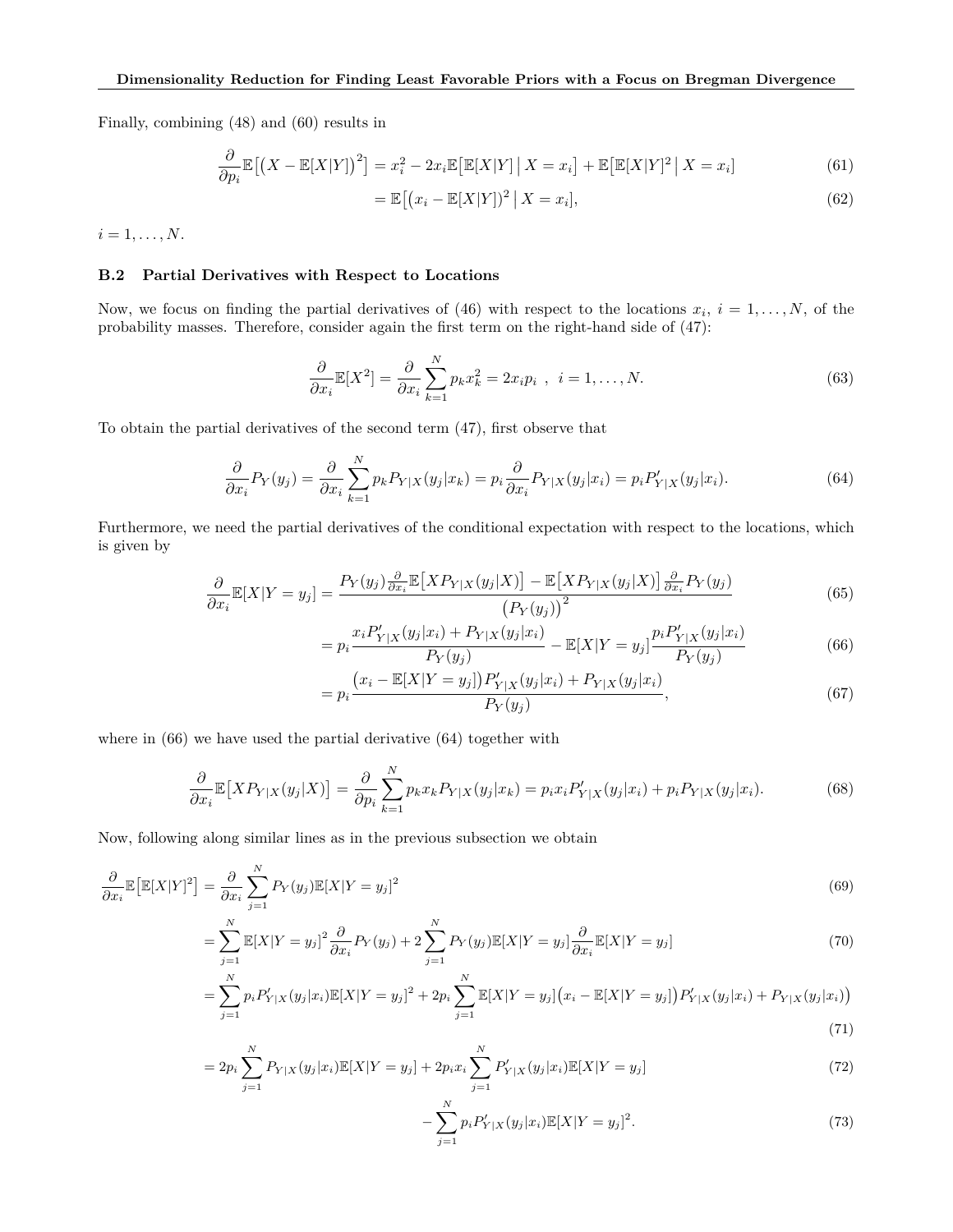Finally, combining (48) and (60) results in

$$\frac{\partial}{\partial p_i}\mathbb{E}\big[\big(X - \mathbb{E}[X|Y]\big)^2\big] = x_i^2 - 2x_i\mathbb{E}\big[\mathbb{E}[X|Y] \,\big|\, X = x_i\big] + \mathbb{E}\big[\mathbb{E}[X|Y]^2 \,\big|\, X = x_i\big] \tag{61}$$

$$= \mathbb{E}\big[\big(x_i - \mathbb{E}[X|Y]\big)^2 \,\big|\, X = x_i\big], \tag{62}$$

$i = 1, \dots, N$.

### B.2 Partial Derivatives with Respect to Locations

Now, we focus on finding the partial derivatives of (46) with respect to the locations $x_i$, $i = 1, \dots, N$, of the probability masses. Therefore, consider again the first term on the right-hand side of (47):

$$\frac{\partial}{\partial x_i}\mathbb{E}[X^2] = \frac{\partial}{\partial x_i}\sum_{k=1}^{N} p_k x_k^2 = 2x_i p_i \;\;,\;\; i = 1, \dots, N. \tag{63}$$

To obtain the partial derivatives of the second term (47), first observe that

$$\frac{\partial}{\partial x_i}P_Y(y_j) = \frac{\partial}{\partial x_i}\sum_{k=1}^{N} p_k P_{Y|X}(y_j|x_k) = p_i \frac{\partial}{\partial x_i}P_{Y|X}(y_j|x_i) = p_i P'_{Y|X}(y_j|x_i). \tag{64}$$

Furthermore, we need the partial derivatives of the conditional expectation with respect to the locations, which is given by

$$\frac{\partial}{\partial x_i}\mathbb{E}[X|Y = y_j] = \frac{P_Y(y_j)\frac{\partial}{\partial x_i}\mathbb{E}\big[XP_{Y|X}(y_j|X)\big] - \mathbb{E}\big[XP_{Y|X}(y_j|X)\big]\frac{\partial}{\partial x_i}P_Y(y_j)}{\big(P_Y(y_j)\big)^2} \tag{65}$$

$$= p_i \frac{x_i P'_{Y|X}(y_j|x_i) + P_{Y|X}(y_j|x_i)}{P_Y(y_j)} - \mathbb{E}[X|Y = y_j]\frac{p_i P'_{Y|X}(y_j|x_i)}{P_Y(y_j)} \tag{66}$$

$$= p_i \frac{\big(x_i - \mathbb{E}[X|Y = y_j]\big)P'_{Y|X}(y_j|x_i) + P_{Y|X}(y_j|x_i)}{P_Y(y_j)}, \tag{67}$$

where in (66) we have used the partial derivative (64) together with

$$\frac{\partial}{\partial x_i}\mathbb{E}\big[XP_{Y|X}(y_j|X)\big] = \frac{\partial}{\partial p_i}\sum_{k=1}^{N} p_k x_k P_{Y|X}(y_j|x_k) = p_i x_i P'_{Y|X}(y_j|x_i) + p_i P_{Y|X}(y_j|x_i). \tag{68}$$

Now, following along similar lines as in the previous subsection we obtain

$$\frac{\partial}{\partial x_i}\mathbb{E}\big[\mathbb{E}[X|Y]^2\big] = \frac{\partial}{\partial x_i}\sum_{j=1}^{N} P_Y(y_j)\mathbb{E}[X|Y = y_j]^2 \tag{69}$$

$$= \sum_{j=1}^{N} \mathbb{E}[X|Y = y_j]^2 \frac{\partial}{\partial x_i}P_Y(y_j) + 2\sum_{j=1}^{N} P_Y(y_j)\mathbb{E}[X|Y = y_j]\frac{\partial}{\partial x_i}\mathbb{E}[X|Y = y_j] \tag{70}$$

$$= \sum_{j=1}^{N} p_i P'_{Y|X}(y_j|x_i)\mathbb{E}[X|Y = y_j]^2 + 2p_i\sum_{j=1}^{N}\mathbb{E}[X|Y = y_j]\big(x_i - \mathbb{E}[X|Y = y_j]\big)P'_{Y|X}(y_j|x_i) + P_{Y|X}(y_j|x_i)\big) \tag{71}$$

$$= 2p_i\sum_{j=1}^{N} P_{Y|X}(y_j|x_i)\mathbb{E}[X|Y = y_j] + 2p_i x_i\sum_{j=1}^{N} P'_{Y|X}(y_j|x_i)\mathbb{E}[X|Y = y_j] \tag{72}$$

$$- \sum_{j=1}^{N} p_i P'_{Y|X}(y_j|x_i)\mathbb{E}[X|Y = y_j]^2. \tag{73}$$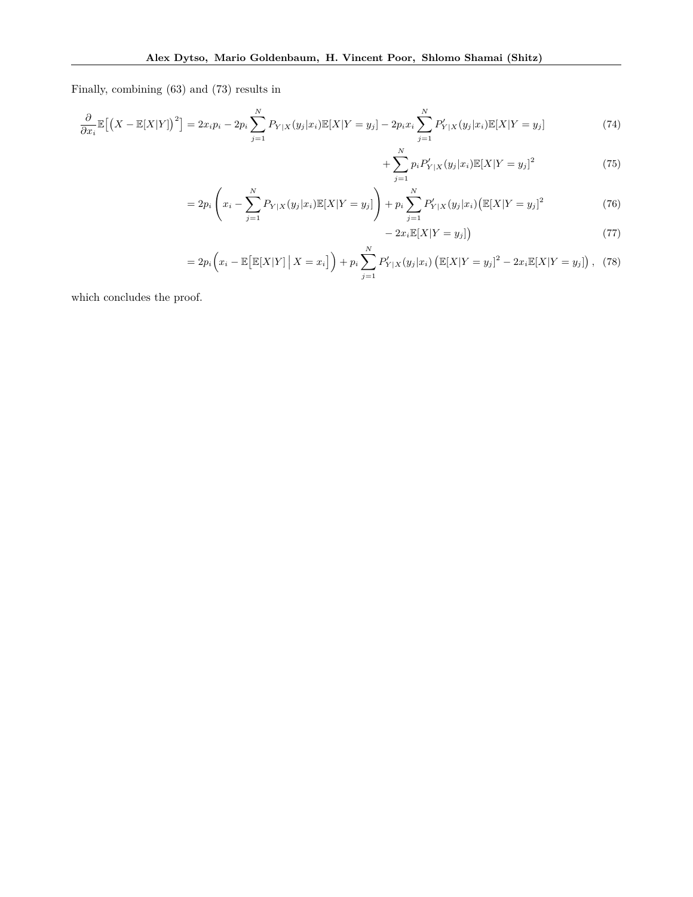Finally, combining (63) and (73) results in

$$
\begin{aligned}
\frac{\partial}{\partial x_i}\mathbb{E}\big[\big(X-\mathbb{E}[X|Y]\big)^2\big] &= 2x_i p_i - 2p_i \sum_{j=1}^{N} P_{Y|X}(y_j|x_i)\mathbb{E}[X|Y=y_j] - 2p_i x_i \sum_{j=1}^{N} P'_{Y|X}(y_j|x_i)\mathbb{E}[X|Y=y_j] && (74)\\
&\quad + \sum_{j=1}^{N} p_i P'_{Y|X}(y_j|x_i)\mathbb{E}[X|Y=y_j]^2 && (75)\\
&= 2p_i\left(x_i - \sum_{j=1}^{N} P_{Y|X}(y_j|x_i)\mathbb{E}[X|Y=y_j]\right) + p_i \sum_{j=1}^{N} P'_{Y|X}(y_j|x_i)\big(\mathbb{E}[X|Y=y_j]^2 && (76)\\
&\quad - 2x_i\mathbb{E}[X|Y=y_j]\big) && (77)\\
&= 2p_i\Big(x_i - \mathbb{E}\big[\mathbb{E}[X|Y]\,\big|\,X=x_i\big]\Big) + p_i \sum_{j=1}^{N} P'_{Y|X}(y_j|x_i)\left(\mathbb{E}[X|Y=y_j]^2 - 2x_i\mathbb{E}[X|Y=y_j]\right), && (78)
\end{aligned}
$$

which concludes the proof.